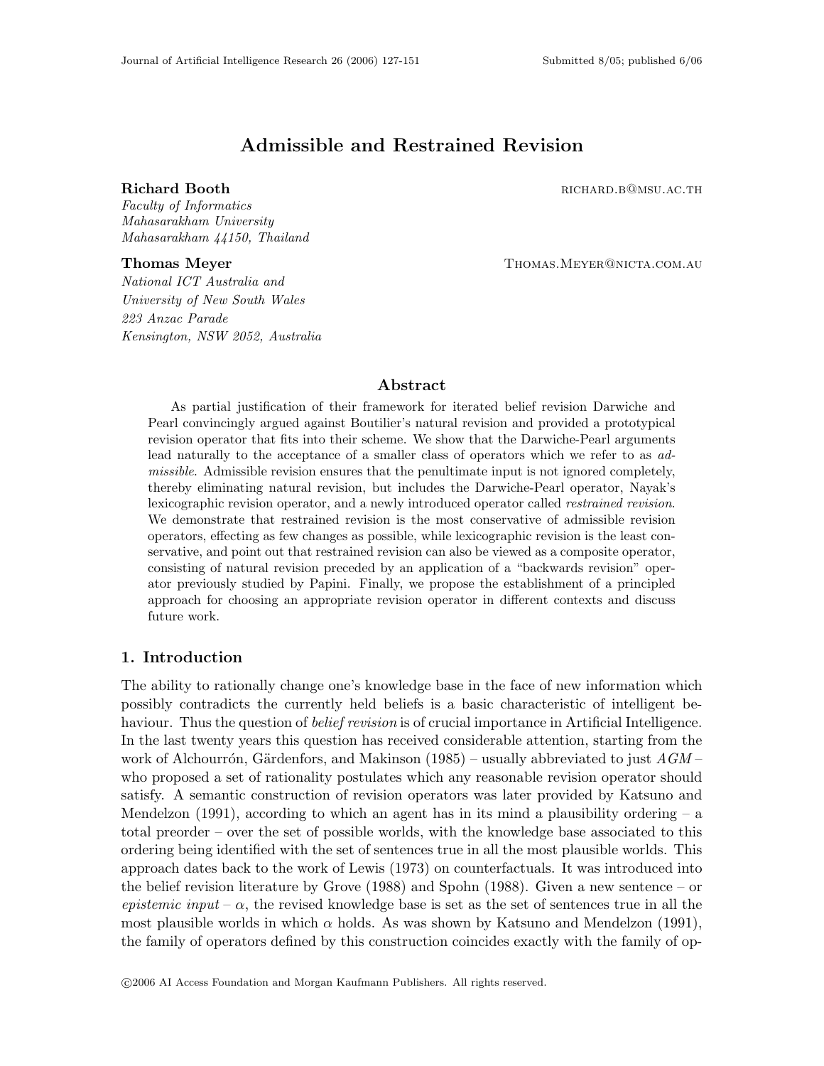# Admissible and Restrained Revision

**Richard Booth** richard.b@msu.ac.th
*Faculty of Informatics*
*Mahasarakham University*
*Mahasarakham 44150, Thailand*

**Thomas Meyer** Thomas.Meyer@nicta.com.au
*National ICT Australia and*
*University of New South Wales*
*223 Anzac Parade*
*Kensington, NSW 2052, Australia*

## Abstract

As partial justification of their framework for iterated belief revision Darwiche and Pearl convincingly argued against Boutilier's natural revision and provided a prototypical revision operator that fits into their scheme. We show that the Darwiche-Pearl arguments lead naturally to the acceptance of a smaller class of operators which we refer to as *admissible*. Admissible revision ensures that the penultimate input is not ignored completely, thereby eliminating natural revision, but includes the Darwiche-Pearl operator, Nayak's lexicographic revision operator, and a newly introduced operator called *restrained revision*. We demonstrate that restrained revision is the most conservative of admissible revision operators, effecting as few changes as possible, while lexicographic revision is the least conservative, and point out that restrained revision can also be viewed as a composite operator, consisting of natural revision preceded by an application of a "backwards revision" operator previously studied by Papini. Finally, we propose the establishment of a principled approach for choosing an appropriate revision operator in different contexts and discuss future work.

## 1. Introduction

The ability to rationally change one's knowledge base in the face of new information which possibly contradicts the currently held beliefs is a basic characteristic of intelligent behaviour. Thus the question of *belief revision* is of crucial importance in Artificial Intelligence. In the last twenty years this question has received considerable attention, starting from the work of Alchourrón, Gärdenfors, and Makinson (1985) – usually abbreviated to just *AGM* – who proposed a set of rationality postulates which any reasonable revision operator should satisfy. A semantic construction of revision operators was later provided by Katsuno and Mendelzon (1991), according to which an agent has in its mind a plausibility ordering – a total preorder – over the set of possible worlds, with the knowledge base associated to this ordering being identified with the set of sentences true in all the most plausible worlds. This approach dates back to the work of Lewis (1973) on counterfactuals. It was introduced into the belief revision literature by Grove (1988) and Spohn (1988). Given a new sentence – or *epistemic input* – $\alpha$, the revised knowledge base is set as the set of sentences true in all the most plausible worlds in which $\alpha$ holds. As was shown by Katsuno and Mendelzon (1991), the family of operators defined by this construction coincides exactly with the family of op-

©2006 AI Access Foundation and Morgan Kaufmann Publishers. All rights reserved.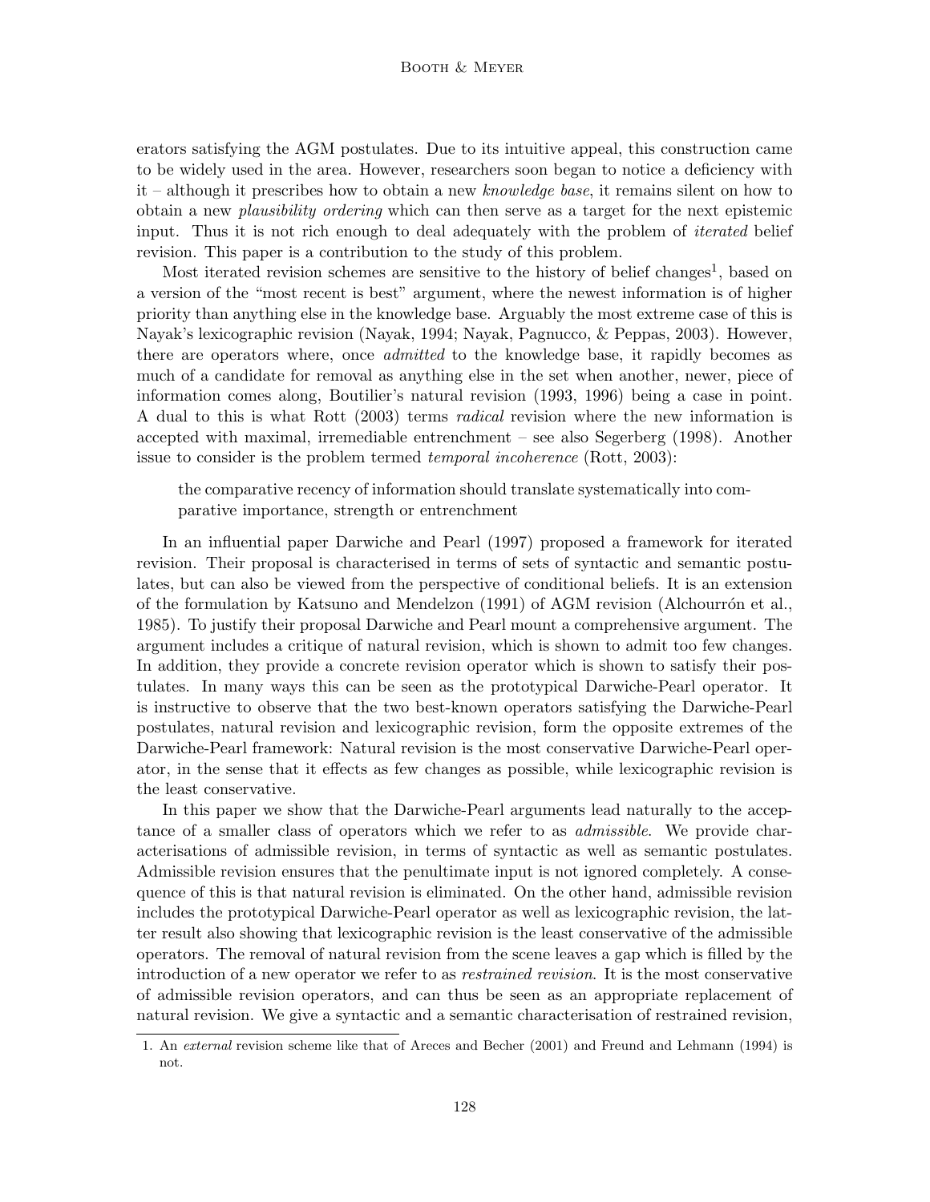erators satisfying the AGM postulates. Due to its intuitive appeal, this construction came to be widely used in the area. However, researchers soon began to notice a deficiency with it – although it prescribes how to obtain a new *knowledge base*, it remains silent on how to obtain a new *plausibility ordering* which can then serve as a target for the next epistemic input. Thus it is not rich enough to deal adequately with the problem of *iterated* belief revision. This paper is a contribution to the study of this problem.

Most iterated revision schemes are sensitive to the history of belief changes[1], based on a version of the "most recent is best" argument, where the newest information is of higher priority than anything else in the knowledge base. Arguably the most extreme case of this is Nayak's lexicographic revision (Nayak, 1994; Nayak, Pagnucco, & Peppas, 2003). However, there are operators where, once *admitted* to the knowledge base, it rapidly becomes as much of a candidate for removal as anything else in the set when another, newer, piece of information comes along, Boutilier's natural revision (1993, 1996) being a case in point. A dual to this is what Rott (2003) terms *radical* revision where the new information is accepted with maximal, irremediable entrenchment – see also Segerberg (1998). Another issue to consider is the problem termed *temporal incoherence* (Rott, 2003):

> the comparative recency of information should translate systematically into comparative importance, strength or entrenchment

In an influential paper Darwiche and Pearl (1997) proposed a framework for iterated revision. Their proposal is characterised in terms of sets of syntactic and semantic postulates, but can also be viewed from the perspective of conditional beliefs. It is an extension of the formulation by Katsuno and Mendelzon (1991) of AGM revision (Alchourrón et al., 1985). To justify their proposal Darwiche and Pearl mount a comprehensive argument. The argument includes a critique of natural revision, which is shown to admit too few changes. In addition, they provide a concrete revision operator which is shown to satisfy their postulates. In many ways this can be seen as the prototypical Darwiche-Pearl operator. It is instructive to observe that the two best-known operators satisfying the Darwiche-Pearl postulates, natural revision and lexicographic revision, form the opposite extremes of the Darwiche-Pearl framework: Natural revision is the most conservative Darwiche-Pearl operator, in the sense that it effects as few changes as possible, while lexicographic revision is the least conservative.

In this paper we show that the Darwiche-Pearl arguments lead naturally to the acceptance of a smaller class of operators which we refer to as *admissible*. We provide characterisations of admissible revision, in terms of syntactic as well as semantic postulates. Admissible revision ensures that the penultimate input is not ignored completely. A consequence of this is that natural revision is eliminated. On the other hand, admissible revision includes the prototypical Darwiche-Pearl operator as well as lexicographic revision, the latter result also showing that lexicographic revision is the least conservative of the admissible operators. The removal of natural revision from the scene leaves a gap which is filled by the introduction of a new operator we refer to as *restrained revision*. It is the most conservative of admissible revision operators, and can thus be seen as an appropriate replacement of natural revision. We give a syntactic and a semantic characterisation of restrained revision,

[1] An *external* revision scheme like that of Areces and Becher (2001) and Freund and Lehmann (1994) is not.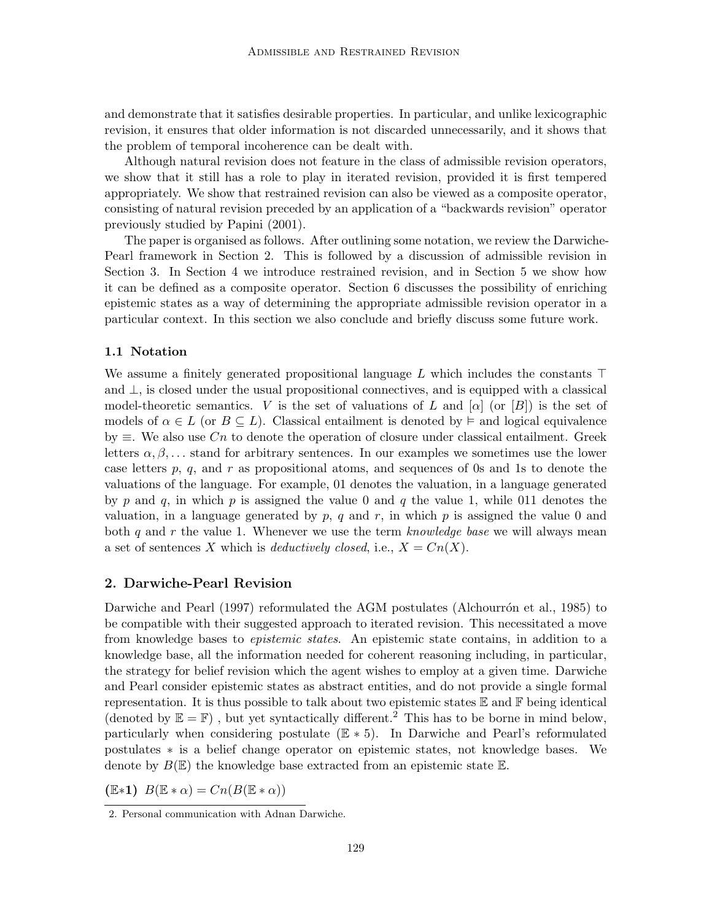and demonstrate that it satisfies desirable properties. In particular, and unlike lexicographic revision, it ensures that older information is not discarded unnecessarily, and it shows that the problem of temporal incoherence can be dealt with.

Although natural revision does not feature in the class of admissible revision operators, we show that it still has a role to play in iterated revision, provided it is first tempered appropriately. We show that restrained revision can also be viewed as a composite operator, consisting of natural revision preceded by an application of a "backwards revision" operator previously studied by Papini (2001).

The paper is organised as follows. After outlining some notation, we review the Darwiche-Pearl framework in Section 2. This is followed by a discussion of admissible revision in Section 3. In Section 4 we introduce restrained revision, and in Section 5 we show how it can be defined as a composite operator. Section 6 discusses the possibility of enriching epistemic states as a way of determining the appropriate admissible revision operator in a particular context. In this section we also conclude and briefly discuss some future work.

### 1.1 Notation

We assume a finitely generated propositional language $L$ which includes the constants $\top$ and $\bot$, is closed under the usual propositional connectives, and is equipped with a classical model-theoretic semantics. $V$ is the set of valuations of $L$ and $[\alpha]$ (or $[B]$) is the set of models of $\alpha \in L$ (or $B \subseteq L$). Classical entailment is denoted by $\vDash$ and logical equivalence by $\equiv$. We also use $Cn$ to denote the operation of closure under classical entailment. Greek letters $\alpha, \beta, \ldots$ stand for arbitrary sentences. In our examples we sometimes use the lower case letters $p$, $q$, and $r$ as propositional atoms, and sequences of 0s and 1s to denote the valuations of the language. For example, 01 denotes the valuation, in a language generated by $p$ and $q$, in which $p$ is assigned the value 0 and $q$ the value 1, while 011 denotes the valuation, in a language generated by $p$, $q$ and $r$, in which $p$ is assigned the value 0 and both $q$ and $r$ the value 1. Whenever we use the term *knowledge base* we will always mean a set of sentences $X$ which is *deductively closed*, i.e., $X = Cn(X)$.

## 2. Darwiche-Pearl Revision

Darwiche and Pearl (1997) reformulated the AGM postulates (Alchourrón et al., 1985) to be compatible with their suggested approach to iterated revision. This necessitated a move from knowledge bases to *epistemic states*. An epistemic state contains, in addition to a knowledge base, all the information needed for coherent reasoning including, in particular, the strategy for belief revision which the agent wishes to employ at a given time. Darwiche and Pearl consider epistemic states as abstract entities, and do not provide a single formal representation. It is thus possible to talk about two epistemic states $\mathbb{E}$ and $\mathbb{F}$ being identical (denoted by $\mathbb{E} = \mathbb{F}$), but yet syntactically different.[2] This has to be borne in mind below, particularly when considering postulate ($\mathbb{E} * 5$). In Darwiche and Pearl's reformulated postulates $*$ is a belief change operator on epistemic states, not knowledge bases. We denote by $B(\mathbb{E})$ the knowledge base extracted from an epistemic state $\mathbb{E}$.

**($\mathbb{E}$*1)** $B(\mathbb{E} * \alpha) = Cn(B(\mathbb{E} * \alpha))$

2. Personal communication with Adnan Darwiche.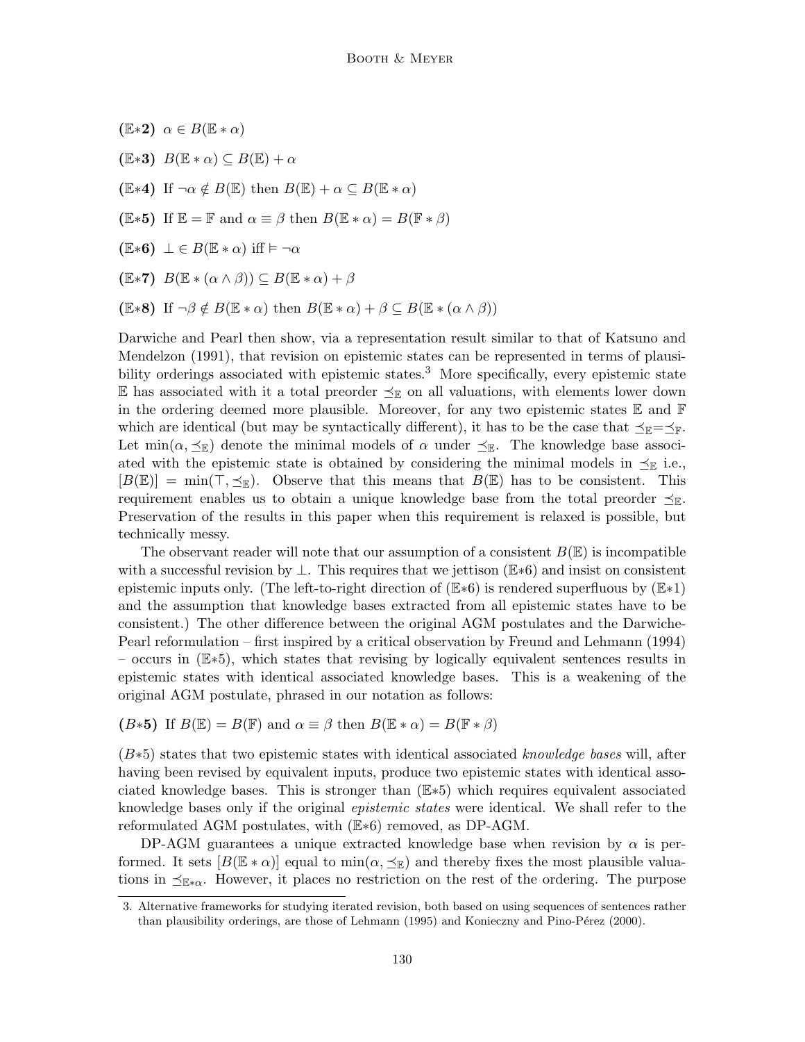**($\mathbb{E}*2$)** $\alpha \in B(\mathbb{E} * \alpha)$

**($\mathbb{E}*3$)** $B(\mathbb{E} * \alpha) \subseteq B(\mathbb{E}) + \alpha$

**($\mathbb{E}*4$)** If $\neg\alpha \notin B(\mathbb{E})$ then $B(\mathbb{E}) + \alpha \subseteq B(\mathbb{E} * \alpha)$

**($\mathbb{E}*5$)** If $\mathbb{E} = \mathbb{F}$ and $\alpha \equiv \beta$ then $B(\mathbb{E} * \alpha) = B(\mathbb{F} * \beta)$

**($\mathbb{E}*6$)** $\perp \in B(\mathbb{E} * \alpha)$ iff $\models \neg\alpha$

**($\mathbb{E}*7$)** $B(\mathbb{E} * (\alpha \wedge \beta)) \subseteq B(\mathbb{E} * \alpha) + \beta$

**($\mathbb{E}*8$)** If $\neg\beta \notin B(\mathbb{E} * \alpha)$ then $B(\mathbb{E} * \alpha) + \beta \subseteq B(\mathbb{E} * (\alpha \wedge \beta))$

Darwiche and Pearl then show, via a representation result similar to that of Katsuno and Mendelzon (1991), that revision on epistemic states can be represented in terms of plausibility orderings associated with epistemic states.[3] More specifically, every epistemic state $\mathbb{E}$ has associated with it a total preorder $\preceq_{\mathbb{E}}$ on all valuations, with elements lower down in the ordering deemed more plausible. Moreover, for any two epistemic states $\mathbb{E}$ and $\mathbb{F}$ which are identical (but may be syntactically different), it has to be the case that $\preceq_{\mathbb{E}} = \preceq_{\mathbb{F}}$. Let $\min(\alpha, \preceq_{\mathbb{E}})$ denote the minimal models of $\alpha$ under $\preceq_{\mathbb{E}}$. The knowledge base associated with the epistemic state is obtained by considering the minimal models in $\preceq_{\mathbb{E}}$ i.e., $[B(\mathbb{E})] = \min(\top, \preceq_{\mathbb{E}})$. Observe that this means that $B(\mathbb{E})$ has to be consistent. This requirement enables us to obtain a unique knowledge base from the total preorder $\preceq_{\mathbb{E}}$. Preservation of the results in this paper when this requirement is relaxed is possible, but technically messy.

The observant reader will note that our assumption of a consistent $B(\mathbb{E})$ is incompatible with a successful revision by $\perp$. This requires that we jettison ($\mathbb{E}*6$) and insist on consistent epistemic inputs only. (The left-to-right direction of ($\mathbb{E}*6$) is rendered superfluous by ($\mathbb{E}*1$) and the assumption that knowledge bases extracted from all epistemic states have to be consistent.) The other difference between the original AGM postulates and the Darwiche-Pearl reformulation – first inspired by a critical observation by Freund and Lehmann (1994) – occurs in ($\mathbb{E}*5$), which states that revising by logically equivalent sentences results in epistemic states with identical associated knowledge bases. This is a weakening of the original AGM postulate, phrased in our notation as follows:

**($B*5$)** If $B(\mathbb{E}) = B(\mathbb{F})$ and $\alpha \equiv \beta$ then $B(\mathbb{E} * \alpha) = B(\mathbb{F} * \beta)$

($B*5$) states that two epistemic states with identical associated *knowledge bases* will, after having been revised by equivalent inputs, produce two epistemic states with identical associated knowledge bases. This is stronger than ($\mathbb{E}*5$) which requires equivalent associated knowledge bases only if the original *epistemic states* were identical. We shall refer to the reformulated AGM postulates, with ($\mathbb{E}*6$) removed, as DP-AGM.

DP-AGM guarantees a unique extracted knowledge base when revision by $\alpha$ is performed. It sets $[B(\mathbb{E} * \alpha)]$ equal to $\min(\alpha, \preceq_{\mathbb{E}})$ and thereby fixes the most plausible valuations in $\preceq_{\mathbb{E}*\alpha}$. However, it places no restriction on the rest of the ordering. The purpose

3. Alternative frameworks for studying iterated revision, both based on using sequences of sentences rather than plausibility orderings, are those of Lehmann (1995) and Konieczny and Pino-Pérez (2000).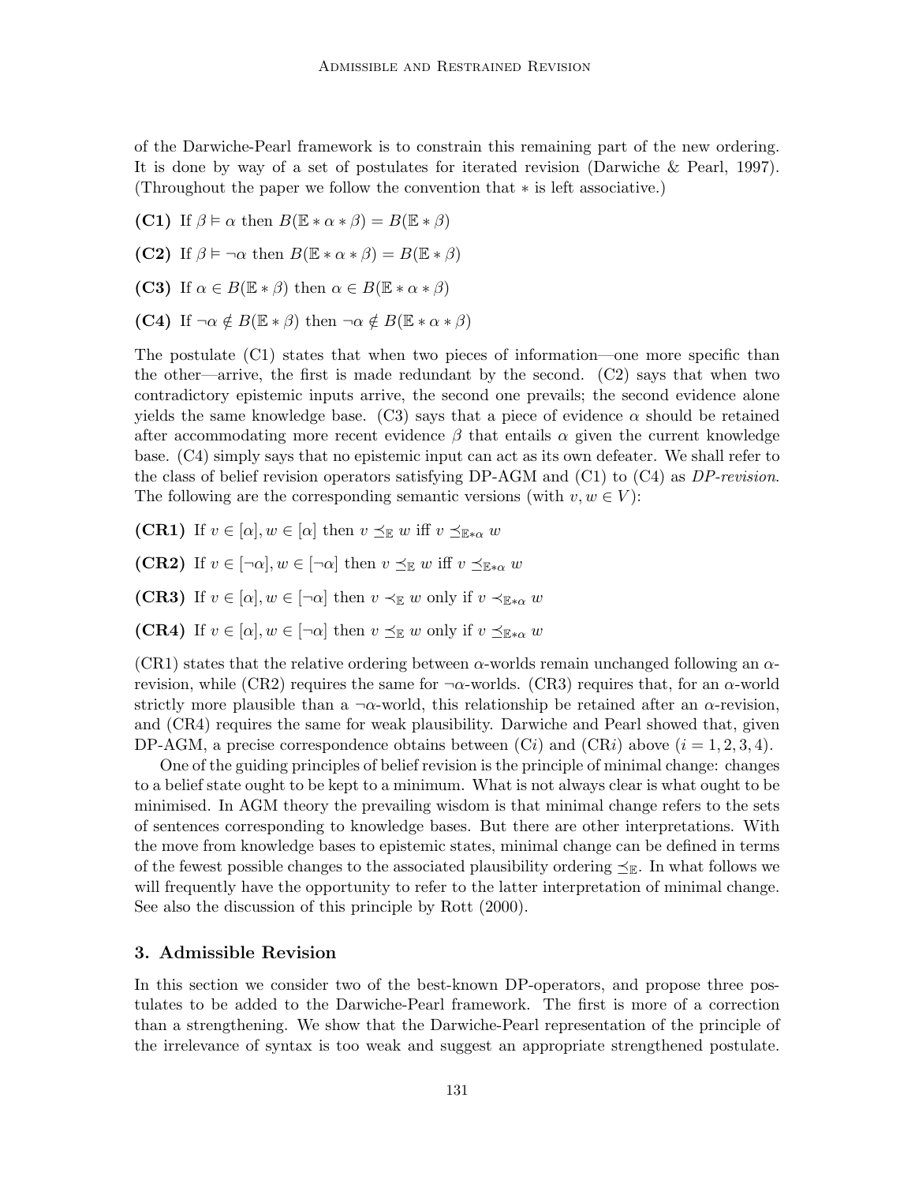of the Darwiche-Pearl framework is to constrain this remaining part of the new ordering. It is done by way of a set of postulates for iterated revision (Darwiche & Pearl, 1997). (Throughout the paper we follow the convention that $*$ is left associative.)

**(C1)** If $\beta \vDash \alpha$ then $B(\mathbb{E} * \alpha * \beta) = B(\mathbb{E} * \beta)$

**(C2)** If $\beta \vDash \neg\alpha$ then $B(\mathbb{E} * \alpha * \beta) = B(\mathbb{E} * \beta)$

**(C3)** If $\alpha \in B(\mathbb{E} * \beta)$ then $\alpha \in B(\mathbb{E} * \alpha * \beta)$

**(C4)** If $\neg\alpha \notin B(\mathbb{E} * \beta)$ then $\neg\alpha \notin B(\mathbb{E} * \alpha * \beta)$

The postulate (C1) states that when two pieces of information—one more specific than the other—arrive, the first is made redundant by the second. (C2) says that when two contradictory epistemic inputs arrive, the second one prevails; the second evidence alone yields the same knowledge base. (C3) says that a piece of evidence $\alpha$ should be retained after accommodating more recent evidence $\beta$ that entails $\alpha$ given the current knowledge base. (C4) simply says that no epistemic input can act as its own defeater. We shall refer to the class of belief revision operators satisfying DP-AGM and (C1) to (C4) as *DP-revision*. The following are the corresponding semantic versions (with $v, w \in V$):

**(CR1)** If $v \in [\alpha], w \in [\alpha]$ then $v \preceq_{\mathbb{E}} w$ iff $v \preceq_{\mathbb{E}*\alpha} w$

**(CR2)** If $v \in [\neg\alpha], w \in [\neg\alpha]$ then $v \preceq_{\mathbb{E}} w$ iff $v \preceq_{\mathbb{E}*\alpha} w$

**(CR3)** If $v \in [\alpha], w \in [\neg\alpha]$ then $v \prec_{\mathbb{E}} w$ only if $v \prec_{\mathbb{E}*\alpha} w$

**(CR4)** If $v \in [\alpha], w \in [\neg\alpha]$ then $v \preceq_{\mathbb{E}} w$ only if $v \preceq_{\mathbb{E}*\alpha} w$

(CR1) states that the relative ordering between $\alpha$-worlds remain unchanged following an $\alpha$-revision, while (CR2) requires the same for $\neg\alpha$-worlds. (CR3) requires that, for an $\alpha$-world strictly more plausible than a $\neg\alpha$-world, this relationship be retained after an $\alpha$-revision, and (CR4) requires the same for weak plausibility. Darwiche and Pearl showed that, given DP-AGM, a precise correspondence obtains between (C$i$) and (CR$i$) above ($i = 1, 2, 3, 4$).

One of the guiding principles of belief revision is the principle of minimal change: changes to a belief state ought to be kept to a minimum. What is not always clear is what ought to be minimised. In AGM theory the prevailing wisdom is that minimal change refers to the sets of sentences corresponding to knowledge bases. But there are other interpretations. With the move from knowledge bases to epistemic states, minimal change can be defined in terms of the fewest possible changes to the associated plausibility ordering $\preceq_{\mathbb{E}}$. In what follows we will frequently have the opportunity to refer to the latter interpretation of minimal change. See also the discussion of this principle by Rott (2000).

## 3. Admissible Revision

In this section we consider two of the best-known DP-operators, and propose three postulates to be added to the Darwiche-Pearl framework. The first is more of a correction than a strengthening. We show that the Darwiche-Pearl representation of the principle of the irrelevance of syntax is too weak and suggest an appropriate strengthened postulate.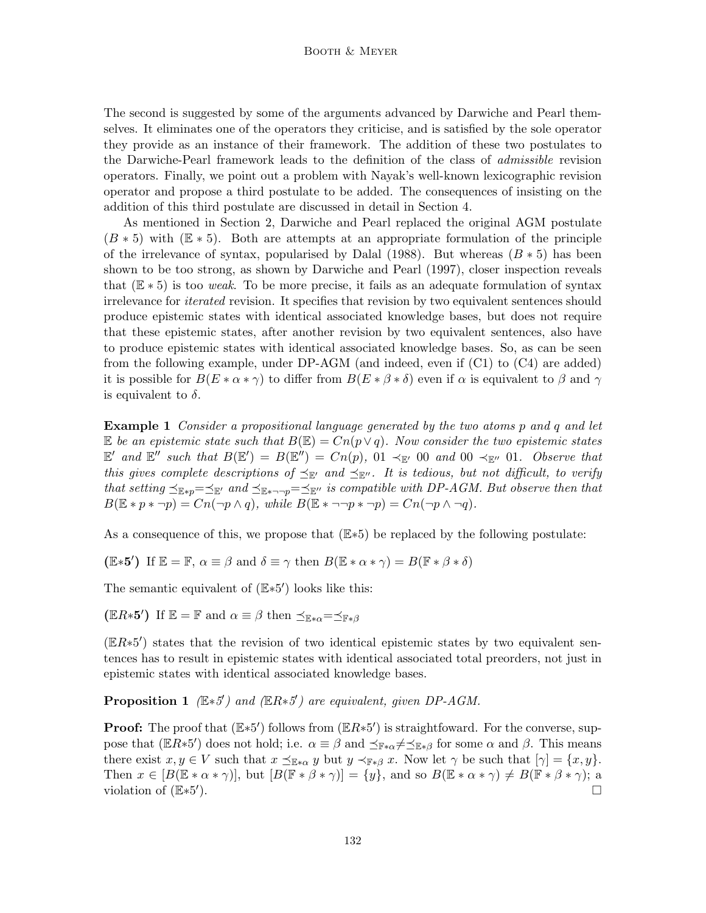The second is suggested by some of the arguments advanced by Darwiche and Pearl themselves. It eliminates one of the operators they criticise, and is satisfied by the sole operator they provide as an instance of their framework. The addition of these two postulates to the Darwiche-Pearl framework leads to the definition of the class of *admissible* revision operators. Finally, we point out a problem with Nayak's well-known lexicographic revision operator and propose a third postulate to be added. The consequences of insisting on the addition of this third postulate are discussed in detail in Section 4.

As mentioned in Section 2, Darwiche and Pearl replaced the original AGM postulate $(B*5)$ with $(\mathbb{E}*5)$. Both are attempts at an appropriate formulation of the principle of the irrelevance of syntax, popularised by Dalal (1988). But whereas $(B*5)$ has been shown to be too strong, as shown by Darwiche and Pearl (1997), closer inspection reveals that $(\mathbb{E}*5)$ is too *weak*. To be more precise, it fails as an adequate formulation of syntax irrelevance for *iterated* revision. It specifies that revision by two equivalent sentences should produce epistemic states with identical associated knowledge bases, but does not require that these epistemic states, after another revision by two equivalent sentences, also have to produce epistemic states with identical associated knowledge bases. So, as can be seen from the following example, under DP-AGM (and indeed, even if (C1) to (C4) are added) it is possible for $B(E*\alpha*\gamma)$ to differ from $B(E*\beta*\delta)$ even if $\alpha$ is equivalent to $\beta$ and $\gamma$ is equivalent to $\delta$.

**Example 1** *Consider a propositional language generated by the two atoms $p$ and $q$ and let $\mathbb{E}$ be an epistemic state such that $B(\mathbb{E}) = Cn(p \vee q)$. Now consider the two epistemic states $\mathbb{E}'$ and $\mathbb{E}''$ such that $B(\mathbb{E}') = B(\mathbb{E}'') = Cn(p)$, $01 \prec_{\mathbb{E}'} 00$ and $00 \prec_{\mathbb{E}''} 01$. Observe that this gives complete descriptions of $\preceq_{\mathbb{E}'}$ and $\preceq_{\mathbb{E}''}$. It is tedious, but not difficult, to verify that setting $\preceq_{\mathbb{E}*p} = \preceq_{\mathbb{E}'}$ and $\preceq_{\mathbb{E}*\neg\neg p} = \preceq_{\mathbb{E}''}$ is compatible with DP-AGM. But observe then that $B(\mathbb{E}*p*\neg p) = Cn(\neg p \wedge q)$, while $B(\mathbb{E}*\neg\neg p*\neg p) = Cn(\neg p \wedge \neg q)$.*

As a consequence of this, we propose that $(\mathbb{E}*5)$ be replaced by the following postulate:

**$(\mathbb{E}*5')$** If $\mathbb{E} = \mathbb{F}$, $\alpha \equiv \beta$ and $\delta \equiv \gamma$ then $B(\mathbb{E}*\alpha*\gamma) = B(\mathbb{F}*\beta*\delta)$

The semantic equivalent of $(\mathbb{E}*5')$ looks like this:

**$(\mathbb{E}R*5')$** If $\mathbb{E} = \mathbb{F}$ and $\alpha \equiv \beta$ then $\preceq_{\mathbb{E}*\alpha} = \preceq_{\mathbb{F}*\beta}$

$(\mathbb{E}R*5')$ states that the revision of two identical epistemic states by two equivalent sentences has to result in epistemic states with identical associated total preorders, not just in epistemic states with identical associated knowledge bases.

**Proposition 1** *$(\mathbb{E}*5')$ and $(\mathbb{E}R*5')$ are equivalent, given DP-AGM.*

**Proof:** The proof that $(\mathbb{E}*5')$ follows from $(\mathbb{E}R*5')$ is straightfoward. For the converse, suppose that $(\mathbb{E}R*5')$ does not hold; i.e. $\alpha \equiv \beta$ and $\preceq_{\mathbb{F}*\alpha} \neq \preceq_{\mathbb{E}*\beta}$ for some $\alpha$ and $\beta$. This means there exist $x, y \in V$ such that $x \preceq_{\mathbb{E}*\alpha} y$ but $y \prec_{\mathbb{F}*\beta} x$. Now let $\gamma$ be such that $[\gamma] = \{x, y\}$. Then $x \in [B(\mathbb{E}*\alpha*\gamma)]$, but $[B(\mathbb{F}*\beta*\gamma)] = \{y\}$, and so $B(\mathbb{E}*\alpha*\gamma) \neq B(\mathbb{F}*\beta*\gamma)$; a violation of $(\mathbb{E}*5')$. $\square$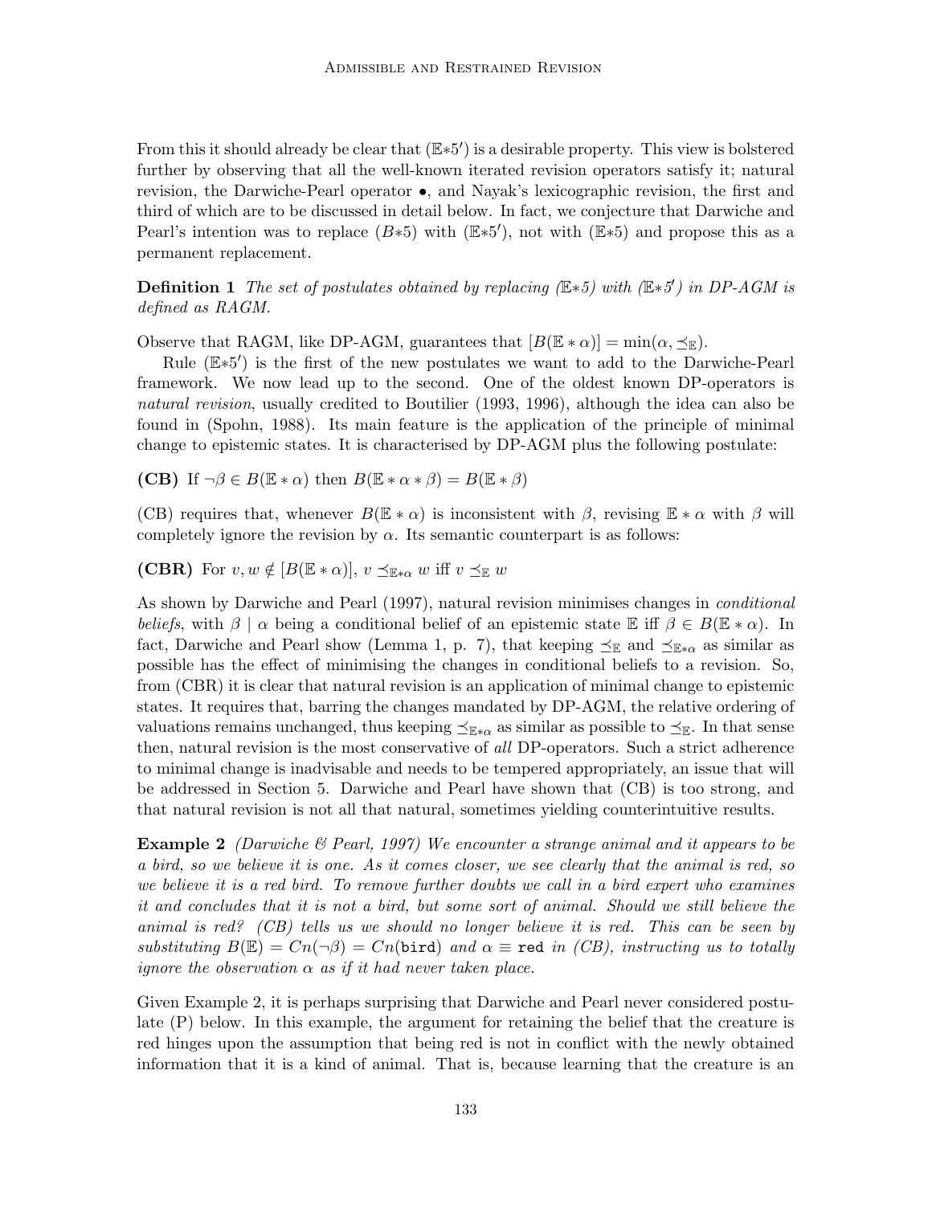From this it should already be clear that $(\mathbb{E}{*}5')$ is a desirable property. This view is bolstered further by observing that all the well-known iterated revision operators satisfy it; natural revision, the Darwiche-Pearl operator $\bullet$, and Nayak's lexicographic revision, the first and third of which are to be discussed in detail below. In fact, we conjecture that Darwiche and Pearl's intention was to replace $(B{*}5)$ with $(\mathbb{E}{*}5')$, not with $(\mathbb{E}{*}5)$ and propose this as a permanent replacement.

**Definition 1** *The set of postulates obtained by replacing $(\mathbb{E}{*}5)$ with $(\mathbb{E}{*}5')$ in DP-AGM is defined as RAGM.*

Observe that RAGM, like DP-AGM, guarantees that $[B(\mathbb{E} * \alpha)] = \min(\alpha, \preceq_{\mathbb{E}})$.

Rule $(\mathbb{E}{*}5')$ is the first of the new postulates we want to add to the Darwiche-Pearl framework. We now lead up to the second. One of the oldest known DP-operators is *natural revision*, usually credited to Boutilier (1993, 1996), although the idea can also be found in (Spohn, 1988). Its main feature is the application of the principle of minimal change to epistemic states. It is characterised by DP-AGM plus the following postulate:

**(CB)** If $\neg\beta \in B(\mathbb{E} * \alpha)$ then $B(\mathbb{E} * \alpha * \beta) = B(\mathbb{E} * \beta)$

(CB) requires that, whenever $B(\mathbb{E} * \alpha)$ is inconsistent with $\beta$, revising $\mathbb{E} * \alpha$ with $\beta$ will completely ignore the revision by $\alpha$. Its semantic counterpart is as follows:

**(CBR)** For $v, w \notin [B(\mathbb{E} * \alpha)]$, $v \preceq_{\mathbb{E}*\alpha} w$ iff $v \preceq_{\mathbb{E}} w$

As shown by Darwiche and Pearl (1997), natural revision minimises changes in *conditional beliefs*, with $\beta \mid \alpha$ being a conditional belief of an epistemic state $\mathbb{E}$ iff $\beta \in B(\mathbb{E} * \alpha)$. In fact, Darwiche and Pearl show (Lemma 1, p. 7), that keeping $\preceq_{\mathbb{E}}$ and $\preceq_{\mathbb{E}*\alpha}$ as similar as possible has the effect of minimising the changes in conditional beliefs to a revision. So, from (CBR) it is clear that natural revision is an application of minimal change to epistemic states. It requires that, barring the changes mandated by DP-AGM, the relative ordering of valuations remains unchanged, thus keeping $\preceq_{\mathbb{E}*\alpha}$ as similar as possible to $\preceq_{\mathbb{E}}$. In that sense then, natural revision is the most conservative of *all* DP-operators. Such a strict adherence to minimal change is inadvisable and needs to be tempered appropriately, an issue that will be addressed in Section 5. Darwiche and Pearl have shown that (CB) is too strong, and that natural revision is not all that natural, sometimes yielding counterintuitive results.

**Example 2** *(Darwiche & Pearl, 1997) We encounter a strange animal and it appears to be a bird, so we believe it is one. As it comes closer, we see clearly that the animal is red, so we believe it is a red bird. To remove further doubts we call in a bird expert who examines it and concludes that it is not a bird, but some sort of animal. Should we still believe the animal is red? (CB) tells us we should no longer believe it is red. This can be seen by substituting $B(\mathbb{E}) = Cn(\neg\beta) = Cn(\texttt{bird})$ and $\alpha \equiv \texttt{red}$ in (CB), instructing us to totally ignore the observation $\alpha$ as if it had never taken place.*

Given Example 2, it is perhaps surprising that Darwiche and Pearl never considered postulate (P) below. In this example, the argument for retaining the belief that the creature is red hinges upon the assumption that being red is not in conflict with the newly obtained information that it is a kind of animal. That is, because learning that the creature is an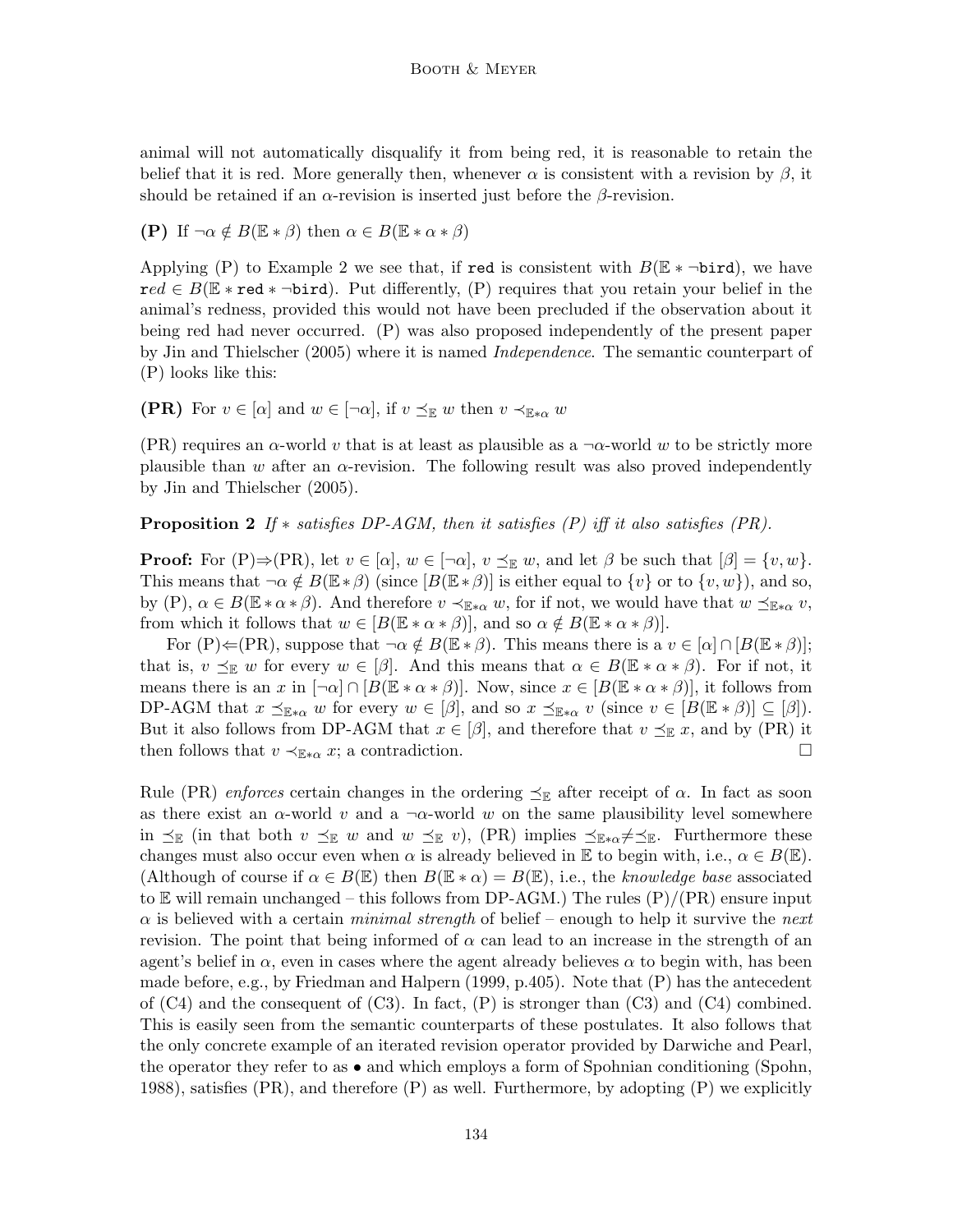animal will not automatically disqualify it from being red, it is reasonable to retain the belief that it is red. More generally then, whenever $\alpha$ is consistent with a revision by $\beta$, it should be retained if an $\alpha$-revision is inserted just before the $\beta$-revision.

**(P)** If $\neg\alpha \notin B(\mathbb{E} * \beta)$ then $\alpha \in B(\mathbb{E} * \alpha * \beta)$

Applying (P) to Example 2 we see that, if `red` is consistent with $B(\mathbb{E} * \neg\texttt{bird})$, we have $red \in B(\mathbb{E} * \texttt{red} * \neg\texttt{bird})$. Put differently, (P) requires that you retain your belief in the animal's redness, provided this would not have been precluded if the observation about it being red had never occurred. (P) was also proposed independently of the present paper by Jin and Thielscher (2005) where it is named *Independence*. The semantic counterpart of (P) looks like this:

**(PR)** For $v \in [\alpha]$ and $w \in [\neg\alpha]$, if $v \preceq_{\mathbb{E}} w$ then $v \prec_{\mathbb{E}*\alpha} w$

(PR) requires an $\alpha$-world $v$ that is at least as plausible as a $\neg\alpha$-world $w$ to be strictly more plausible than $w$ after an $\alpha$-revision. The following result was also proved independently by Jin and Thielscher (2005).

**Proposition 2** *If $*$ satisfies DP-AGM, then it satisfies (P) iff it also satisfies (PR).*

**Proof:** For (P)$\Rightarrow$(PR), let $v \in [\alpha]$, $w \in [\neg\alpha]$, $v \preceq_{\mathbb{E}} w$, and let $\beta$ be such that $[\beta] = \{v, w\}$. This means that $\neg\alpha \notin B(\mathbb{E} * \beta)$ (since $[B(\mathbb{E} * \beta)]$ is either equal to $\{v\}$ or to $\{v, w\}$), and so, by (P), $\alpha \in B(\mathbb{E} * \alpha * \beta)$. And therefore $v \prec_{\mathbb{E}*\alpha} w$, for if not, we would have that $w \preceq_{\mathbb{E}*\alpha} v$, from which it follows that $w \in [B(\mathbb{E} * \alpha * \beta)]$, and so $\alpha \notin B(\mathbb{E} * \alpha * \beta)$].

For (P)$\Leftarrow$(PR), suppose that $\neg\alpha \notin B(\mathbb{E} * \beta)$. This means there is a $v \in [\alpha] \cap [B(\mathbb{E} * \beta)]$; that is, $v \preceq_{\mathbb{E}} w$ for every $w \in [\beta]$. And this means that $\alpha \in B(\mathbb{E} * \alpha * \beta)$. For if not, it means there is an $x$ in $[\neg\alpha] \cap [B(\mathbb{E} * \alpha * \beta)]$. Now, since $x \in [B(\mathbb{E} * \alpha * \beta)]$, it follows from DP-AGM that $x \preceq_{\mathbb{E}*\alpha} w$ for every $w \in [\beta]$, and so $x \preceq_{\mathbb{E}*\alpha} v$ (since $v \in [B(\mathbb{E} * \beta)] \subseteq [\beta]$). But it also follows from DP-AGM that $x \in [\beta]$, and therefore that $v \preceq_{\mathbb{E}} x$, and by (PR) it then follows that $v \prec_{\mathbb{E}*\alpha} x$; a contradiction. $\square$

Rule (PR) *enforces* certain changes in the ordering $\preceq_{\mathbb{E}}$ after receipt of $\alpha$. In fact as soon as there exist an $\alpha$-world $v$ and a $\neg\alpha$-world $w$ on the same plausibility level somewhere in $\preceq_{\mathbb{E}}$ (in that both $v \preceq_{\mathbb{E}} w$ and $w \preceq_{\mathbb{E}} v$), (PR) implies $\preceq_{\mathbb{E}*\alpha} \neq \preceq_{\mathbb{E}}$. Furthermore these changes must also occur even when $\alpha$ is already believed in $\mathbb{E}$ to begin with, i.e., $\alpha \in B(\mathbb{E})$. (Although of course if $\alpha \in B(\mathbb{E})$ then $B(\mathbb{E} * \alpha) = B(\mathbb{E})$, i.e., the *knowledge base* associated to $\mathbb{E}$ will remain unchanged – this follows from DP-AGM.) The rules (P)/(PR) ensure input $\alpha$ is believed with a certain *minimal strength* of belief – enough to help it survive the *next* revision. The point that being informed of $\alpha$ can lead to an increase in the strength of an agent's belief in $\alpha$, even in cases where the agent already believes $\alpha$ to begin with, has been made before, e.g., by Friedman and Halpern (1999, p.405). Note that (P) has the antecedent of (C4) and the consequent of (C3). In fact, (P) is stronger than (C3) and (C4) combined. This is easily seen from the semantic counterparts of these postulates. It also follows that the only concrete example of an iterated revision operator provided by Darwiche and Pearl, the operator they refer to as $\bullet$ and which employs a form of Spohnian conditioning (Spohn, 1988), satisfies (PR), and therefore (P) as well. Furthermore, by adopting (P) we explicitly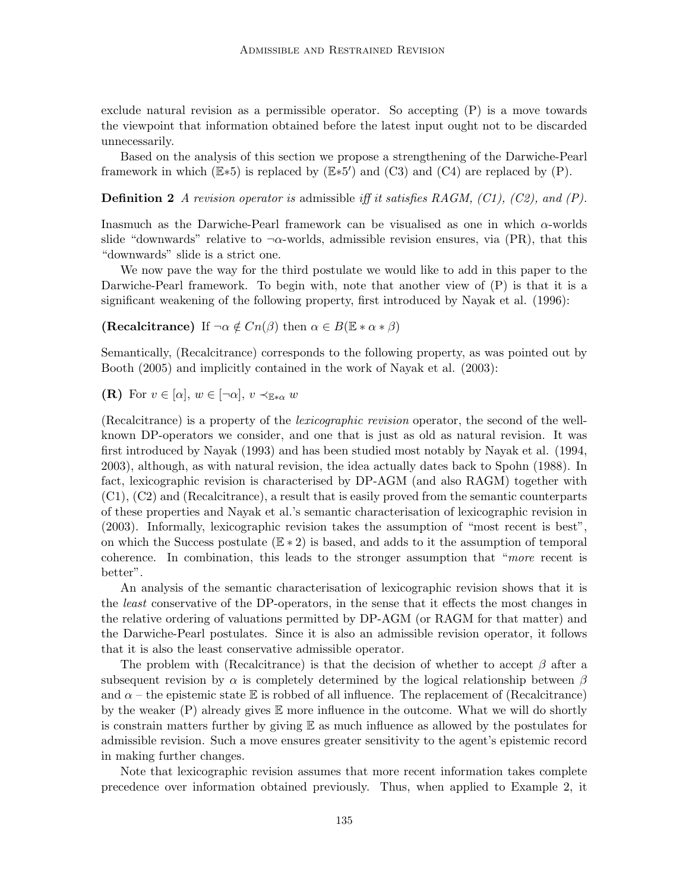exclude natural revision as a permissible operator. So accepting (P) is a move towards the viewpoint that information obtained before the latest input ought not to be discarded unnecessarily.

Based on the analysis of this section we propose a strengthening of the Darwiche-Pearl framework in which ($\mathbb{E}*5$) is replaced by ($\mathbb{E}*5'$) and (C3) and (C4) are replaced by (P).

**Definition 2** *A revision operator is* admissible *iff it satisfies RAGM, (C1), (C2), and (P).*

Inasmuch as the Darwiche-Pearl framework can be visualised as one in which $\alpha$-worlds slide "downwards" relative to $\neg\alpha$-worlds, admissible revision ensures, via (PR), that this "downwards" slide is a strict one.

We now pave the way for the third postulate we would like to add in this paper to the Darwiche-Pearl framework. To begin with, note that another view of (P) is that it is a significant weakening of the following property, first introduced by Nayak et al. (1996):

**(Recalcitrance)** If $\neg\alpha \notin Cn(\beta)$ then $\alpha \in B(\mathbb{E} * \alpha * \beta)$

Semantically, (Recalcitrance) corresponds to the following property, as was pointed out by Booth (2005) and implicitly contained in the work of Nayak et al. (2003):

**(R)** For $v \in [\alpha]$, $w \in [\neg\alpha]$, $v \prec_{\mathbb{E}*\alpha} w$

(Recalcitrance) is a property of the *lexicographic revision* operator, the second of the well-known DP-operators we consider, and one that is just as old as natural revision. It was first introduced by Nayak (1993) and has been studied most notably by Nayak et al. (1994, 2003), although, as with natural revision, the idea actually dates back to Spohn (1988). In fact, lexicographic revision is characterised by DP-AGM (and also RAGM) together with (C1), (C2) and (Recalcitrance), a result that is easily proved from the semantic counterparts of these properties and Nayak et al.'s semantic characterisation of lexicographic revision in (2003). Informally, lexicographic revision takes the assumption of "most recent is best", on which the Success postulate ($\mathbb{E} * 2$) is based, and adds to it the assumption of temporal coherence. In combination, this leads to the stronger assumption that "*more* recent is better".

An analysis of the semantic characterisation of lexicographic revision shows that it is the *least* conservative of the DP-operators, in the sense that it effects the most changes in the relative ordering of valuations permitted by DP-AGM (or RAGM for that matter) and the Darwiche-Pearl postulates. Since it is also an admissible revision operator, it follows that it is also the least conservative admissible operator.

The problem with (Recalcitrance) is that the decision of whether to accept $\beta$ after a subsequent revision by $\alpha$ is completely determined by the logical relationship between $\beta$ and $\alpha$ – the epistemic state $\mathbb{E}$ is robbed of all influence. The replacement of (Recalcitrance) by the weaker (P) already gives $\mathbb{E}$ more influence in the outcome. What we will do shortly is constrain matters further by giving $\mathbb{E}$ as much influence as allowed by the postulates for admissible revision. Such a move ensures greater sensitivity to the agent's epistemic record in making further changes.

Note that lexicographic revision assumes that more recent information takes complete precedence over information obtained previously. Thus, when applied to Example 2, it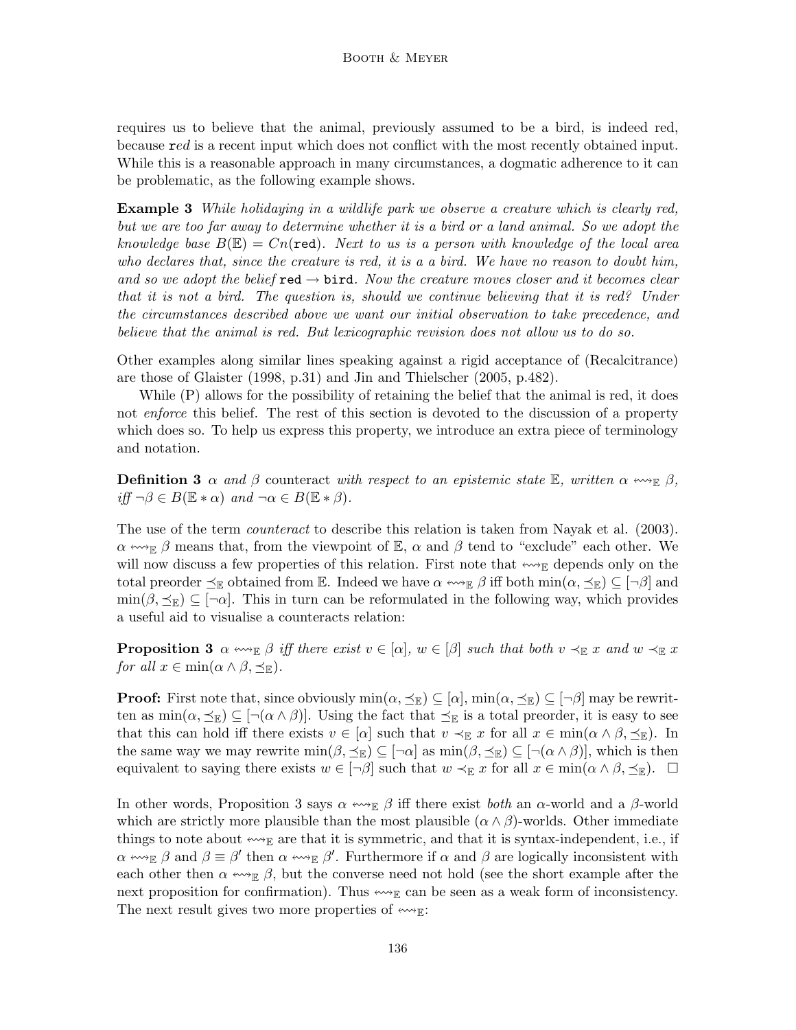requires us to believe that the animal, previously assumed to be a bird, is indeed red, because r*ed* is a recent input which does not conflict with the most recently obtained input. While this is a reasonable approach in many circumstances, a dogmatic adherence to it can be problematic, as the following example shows.

**Example 3** *While holidaying in a wildlife park we observe a creature which is clearly red, but we are too far away to determine whether it is a bird or a land animal. So we adopt the knowledge base* $B(\mathbb{E}) = Cn(\texttt{red})$*. Next to us is a person with knowledge of the local area who declares that, since the creature is red, it is a a bird. We have no reason to doubt him, and so we adopt the belief* $\texttt{red} \rightarrow \texttt{bird}$*. Now the creature moves closer and it becomes clear that it is not a bird. The question is, should we continue believing that it is red? Under the circumstances described above we want our initial observation to take precedence, and believe that the animal is red. But lexicographic revision does not allow us to do so.*

Other examples along similar lines speaking against a rigid acceptance of (Recalcitrance) are those of Glaister (1998, p.31) and Jin and Thielscher (2005, p.482).

While (P) allows for the possibility of retaining the belief that the animal is red, it does not *enforce* this belief. The rest of this section is devoted to the discussion of a property which does so. To help us express this property, we introduce an extra piece of terminology and notation.

**Definition 3** *$\alpha$ and $\beta$* counteract *with respect to an epistemic state $\mathbb{E}$, written $\alpha \leftrightsquigarrow_{\mathbb{E}} \beta$, iff $\neg\beta \in B(\mathbb{E} * \alpha)$ and $\neg\alpha \in B(\mathbb{E} * \beta)$.*

The use of the term *counteract* to describe this relation is taken from Nayak et al. (2003). $\alpha \leftrightsquigarrow_{\mathbb{E}} \beta$ means that, from the viewpoint of $\mathbb{E}$, $\alpha$ and $\beta$ tend to "exclude" each other. We will now discuss a few properties of this relation. First note that $\leftrightsquigarrow_{\mathbb{E}}$ depends only on the total preorder $\preceq_{\mathbb{E}}$ obtained from $\mathbb{E}$. Indeed we have $\alpha \leftrightsquigarrow_{\mathbb{E}} \beta$ iff both $\min(\alpha, \preceq_{\mathbb{E}}) \subseteq [\neg\beta]$ and $\min(\beta, \preceq_{\mathbb{E}}) \subseteq [\neg\alpha]$. This in turn can be reformulated in the following way, which provides a useful aid to visualise a counteracts relation:

**Proposition 3** *$\alpha \leftrightsquigarrow_{\mathbb{E}} \beta$ iff there exist $v \in [\alpha]$, $w \in [\beta]$ such that both $v \prec_{\mathbb{E}} x$ and $w \prec_{\mathbb{E}} x$ for all $x \in \min(\alpha \wedge \beta, \preceq_{\mathbb{E}})$.*

**Proof:** First note that, since obviously $\min(\alpha, \preceq_{\mathbb{E}}) \subseteq [\alpha]$, $\min(\alpha, \preceq_{\mathbb{E}}) \subseteq [\neg\beta]$ may be rewritten as $\min(\alpha, \preceq_{\mathbb{E}}) \subseteq [\neg(\alpha \wedge \beta)]$. Using the fact that $\preceq_{\mathbb{E}}$ is a total preorder, it is easy to see that this can hold iff there exists $v \in [\alpha]$ such that $v \prec_{\mathbb{E}} x$ for all $x \in \min(\alpha \wedge \beta, \preceq_{\mathbb{E}})$. In the same way we may rewrite $\min(\beta, \preceq_{\mathbb{E}}) \subseteq [\neg\alpha]$ as $\min(\beta, \preceq_{\mathbb{E}}) \subseteq [\neg(\alpha \wedge \beta)]$, which is then equivalent to saying there exists $w \in [\neg\beta]$ such that $w \prec_{\mathbb{E}} x$ for all $x \in \min(\alpha \wedge \beta, \preceq_{\mathbb{E}})$. □

In other words, Proposition 3 says $\alpha \leftrightsquigarrow_{\mathbb{E}} \beta$ iff there exist *both* an $\alpha$-world and a $\beta$-world which are strictly more plausible than the most plausible $(\alpha \wedge \beta)$-worlds. Other immediate things to note about $\leftrightsquigarrow_{\mathbb{E}}$ are that it is symmetric, and that it is syntax-independent, i.e., if $\alpha \leftrightsquigarrow_{\mathbb{E}} \beta$ and $\beta \equiv \beta'$ then $\alpha \leftrightsquigarrow_{\mathbb{E}} \beta'$. Furthermore if $\alpha$ and $\beta$ are logically inconsistent with each other then $\alpha \leftrightsquigarrow_{\mathbb{E}} \beta$, but the converse need not hold (see the short example after the next proposition for confirmation). Thus $\leftrightsquigarrow_{\mathbb{E}}$ can be seen as a weak form of inconsistency. The next result gives two more properties of $\leftrightsquigarrow_{\mathbb{E}}$: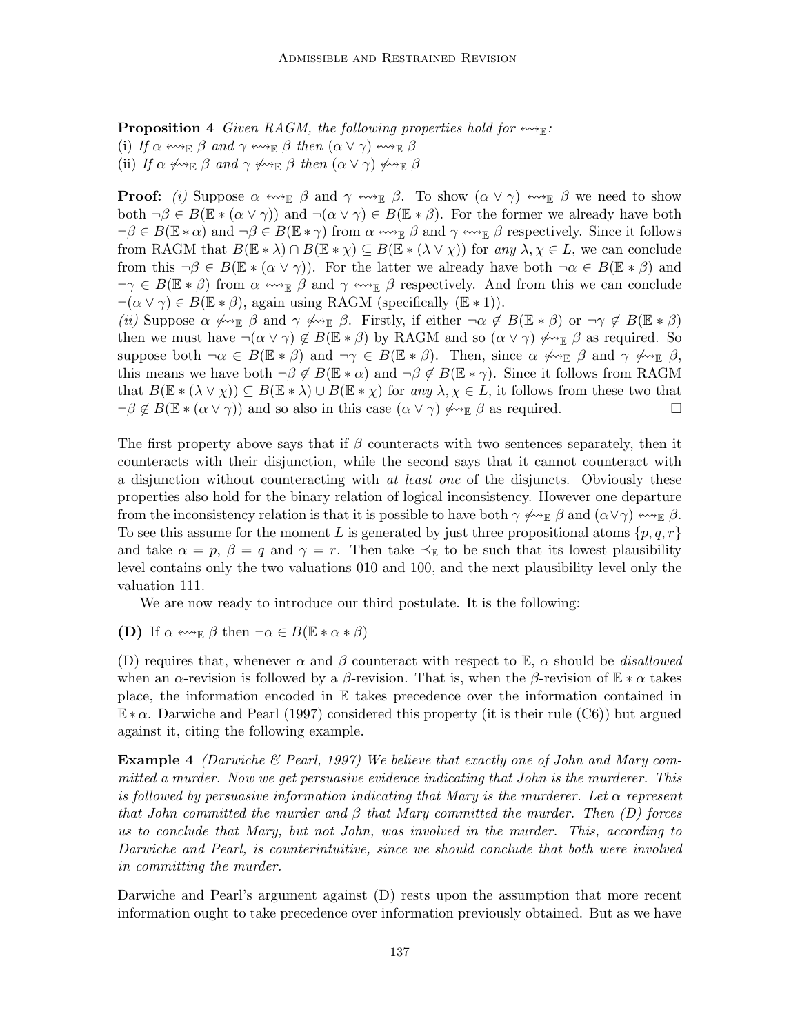**Proposition 4** *Given RAGM, the following properties hold for $\leftrightsquigarrow_{\mathbb{E}}$:*
(i) *If $\alpha \leftrightsquigarrow_{\mathbb{E}} \beta$ and $\gamma \leftrightsquigarrow_{\mathbb{E}} \beta$ then $(\alpha \vee \gamma) \leftrightsquigarrow_{\mathbb{E}} \beta$*
(ii) *If $\alpha \not\leftrightsquigarrow_{\mathbb{E}} \beta$ and $\gamma \not\leftrightsquigarrow_{\mathbb{E}} \beta$ then $(\alpha \vee \gamma) \not\leftrightsquigarrow_{\mathbb{E}} \beta$*

**Proof:** *(i)* Suppose $\alpha \leftrightsquigarrow_{\mathbb{E}} \beta$ and $\gamma \leftrightsquigarrow_{\mathbb{E}} \beta$. To show $(\alpha \vee \gamma) \leftrightsquigarrow_{\mathbb{E}} \beta$ we need to show both $\neg\beta \in B(\mathbb{E} * (\alpha \vee \gamma))$ and $\neg(\alpha \vee \gamma) \in B(\mathbb{E} * \beta)$. For the former we already have both $\neg\beta \in B(\mathbb{E} * \alpha)$ and $\neg\beta \in B(\mathbb{E} * \gamma)$ from $\alpha \leftrightsquigarrow_{\mathbb{E}} \beta$ and $\gamma \leftrightsquigarrow_{\mathbb{E}} \beta$ respectively. Since it follows from RAGM that $B(\mathbb{E} * \lambda) \cap B(\mathbb{E} * \chi) \subseteq B(\mathbb{E} * (\lambda \vee \chi))$ for *any* $\lambda, \chi \in L$, we can conclude from this $\neg\beta \in B(\mathbb{E} * (\alpha \vee \gamma))$. For the latter we already have both $\neg\alpha \in B(\mathbb{E} * \beta)$ and $\neg\gamma \in B(\mathbb{E} * \beta)$ from $\alpha \leftrightsquigarrow_{\mathbb{E}} \beta$ and $\gamma \leftrightsquigarrow_{\mathbb{E}} \beta$ respectively. And from this we can conclude $\neg(\alpha \vee \gamma) \in B(\mathbb{E} * \beta)$, again using RAGM (specifically ($\mathbb{E} * 1$)).
*(ii)* Suppose $\alpha \not\leftrightsquigarrow_{\mathbb{E}} \beta$ and $\gamma \not\leftrightsquigarrow_{\mathbb{E}} \beta$. Firstly, if either $\neg\alpha \notin B(\mathbb{E} * \beta)$ or $\neg\gamma \notin B(\mathbb{E} * \beta)$ then we must have $\neg(\alpha \vee \gamma) \notin B(\mathbb{E} * \beta)$ by RAGM and so $(\alpha \vee \gamma) \not\leftrightsquigarrow_{\mathbb{E}} \beta$ as required. So suppose both $\neg\alpha \in B(\mathbb{E} * \beta)$ and $\neg\gamma \in B(\mathbb{E} * \beta)$. Then, since $\alpha \not\leftrightsquigarrow_{\mathbb{E}} \beta$ and $\gamma \not\leftrightsquigarrow_{\mathbb{E}} \beta$, this means we have both $\neg\beta \notin B(\mathbb{E} * \alpha)$ and $\neg\beta \notin B(\mathbb{E} * \gamma)$. Since it follows from RAGM that $B(\mathbb{E} * (\lambda \vee \chi)) \subseteq B(\mathbb{E} * \lambda) \cup B(\mathbb{E} * \chi)$ for *any* $\lambda, \chi \in L$, it follows from these two that $\neg\beta \notin B(\mathbb{E} * (\alpha \vee \gamma))$ and so also in this case $(\alpha \vee \gamma) \not\leftrightsquigarrow_{\mathbb{E}} \beta$ as required. $\square$

The first property above says that if $\beta$ counteracts with two sentences separately, then it counteracts with their disjunction, while the second says that it cannot counteract with a disjunction without counteracting with *at least one* of the disjuncts. Obviously these properties also hold for the binary relation of logical inconsistency. However one departure from the inconsistency relation is that it is possible to have both $\gamma \not\leftrightsquigarrow_{\mathbb{E}} \beta$ and $(\alpha \vee \gamma) \leftrightsquigarrow_{\mathbb{E}} \beta$. To see this assume for the moment $L$ is generated by just three propositional atoms $\{p, q, r\}$ and take $\alpha = p$, $\beta = q$ and $\gamma = r$. Then take $\preceq_{\mathbb{E}}$ to be such that its lowest plausibility level contains only the two valuations 010 and 100, and the next plausibility level only the valuation 111.

We are now ready to introduce our third postulate. It is the following:

**(D)** If $\alpha \leftrightsquigarrow_{\mathbb{E}} \beta$ then $\neg\alpha \in B(\mathbb{E} * \alpha * \beta)$

(D) requires that, whenever $\alpha$ and $\beta$ counteract with respect to $\mathbb{E}$, $\alpha$ should be *disallowed* when an $\alpha$-revision is followed by a $\beta$-revision. That is, when the $\beta$-revision of $\mathbb{E} * \alpha$ takes place, the information encoded in $\mathbb{E}$ takes precedence over the information contained in $\mathbb{E} * \alpha$. Darwiche and Pearl (1997) considered this property (it is their rule (C6)) but argued against it, citing the following example.

**Example 4** *(Darwiche & Pearl, 1997) We believe that exactly one of John and Mary committed a murder. Now we get persuasive evidence indicating that John is the murderer. This is followed by persuasive information indicating that Mary is the murderer. Let $\alpha$ represent that John committed the murder and $\beta$ that Mary committed the murder. Then (D) forces us to conclude that Mary, but not John, was involved in the murder. This, according to Darwiche and Pearl, is counterintuitive, since we should conclude that both were involved in committing the murder.*

Darwiche and Pearl's argument against (D) rests upon the assumption that more recent information ought to take precedence over information previously obtained. But as we have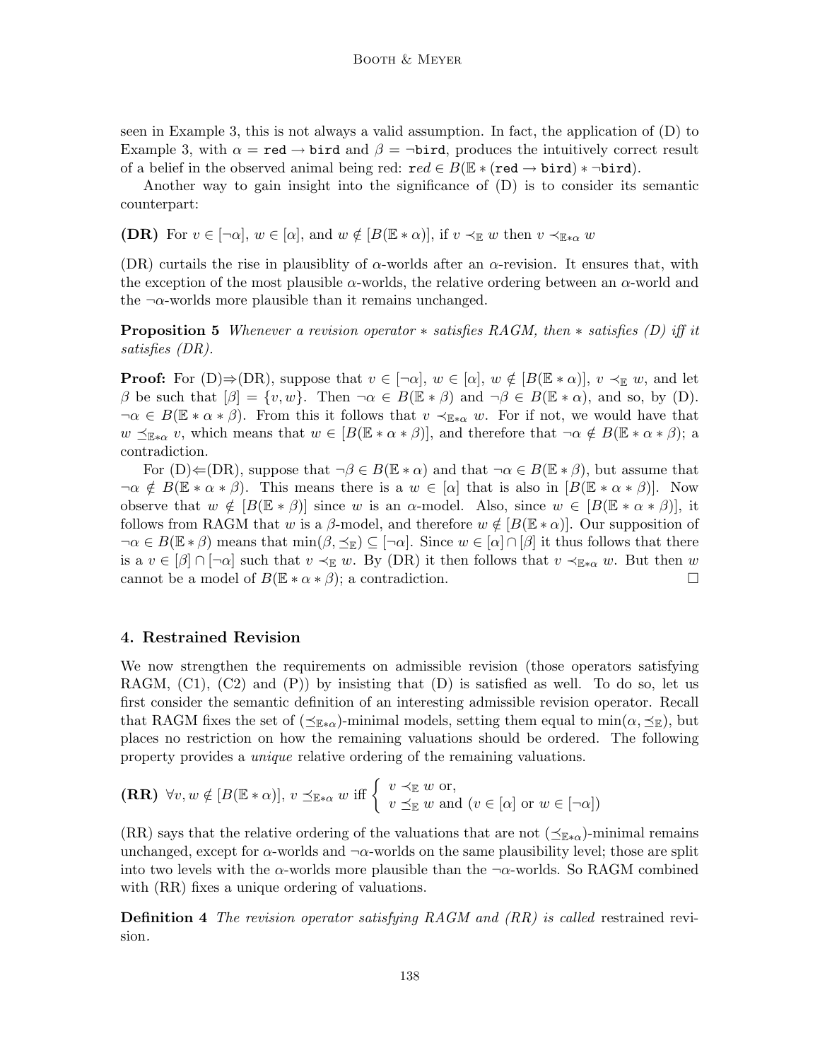seen in Example 3, this is not always a valid assumption. In fact, the application of (D) to Example 3, with $\alpha = \texttt{red} \rightarrow \texttt{bird}$ and $\beta = \neg\texttt{bird}$, produces the intuitively correct result of a belief in the observed animal being red: $red \in B(\mathbb{E} * (\texttt{red} \rightarrow \texttt{bird}) * \neg\texttt{bird})$.

Another way to gain insight into the significance of (D) is to consider its semantic counterpart:

**(DR)** For $v \in [\neg\alpha]$, $w \in [\alpha]$, and $w \notin [B(\mathbb{E} * \alpha)]$, if $v \prec_{\mathbb{E}} w$ then $v \prec_{\mathbb{E}*\alpha} w$

(DR) curtails the rise in plausiblity of $\alpha$-worlds after an $\alpha$-revision. It ensures that, with the exception of the most plausible $\alpha$-worlds, the relative ordering between an $\alpha$-world and the $\neg\alpha$-worlds more plausible than it remains unchanged.

**Proposition 5** *Whenever a revision operator $*$ satisfies RAGM, then $*$ satisfies (D) iff it satisfies (DR).*

**Proof:** For (D)⇒(DR), suppose that $v \in [\neg\alpha]$, $w \in [\alpha]$, $w \notin [B(\mathbb{E} * \alpha)]$, $v \prec_{\mathbb{E}} w$, and let $\beta$ be such that $[\beta] = \{v, w\}$. Then $\neg\alpha \in B(\mathbb{E} * \beta)$ and $\neg\beta \in B(\mathbb{E} * \alpha)$, and so, by (D). $\neg\alpha \in B(\mathbb{E} * \alpha * \beta)$. From this it follows that $v \prec_{\mathbb{E}*\alpha} w$. For if not, we would have that $w \preceq_{\mathbb{E}*\alpha} v$, which means that $w \in [B(\mathbb{E} * \alpha * \beta)]$, and therefore that $\neg\alpha \notin B(\mathbb{E} * \alpha * \beta)$; a contradiction.

For (D)⇐(DR), suppose that $\neg\beta \in B(\mathbb{E} * \alpha)$ and that $\neg\alpha \in B(\mathbb{E} * \beta)$, but assume that $\neg\alpha \notin B(\mathbb{E} * \alpha * \beta)$. This means there is a $w \in [\alpha]$ that is also in $[B(\mathbb{E} * \alpha * \beta)]$. Now observe that $w \notin [B(\mathbb{E} * \beta)]$ since $w$ is an $\alpha$-model. Also, since $w \in [B(\mathbb{E} * \alpha * \beta)]$, it follows from RAGM that $w$ is a $\beta$-model, and therefore $w \notin [B(\mathbb{E} * \alpha)]$. Our supposition of $\neg\alpha \in B(\mathbb{E} * \beta)$ means that $\min(\beta, \preceq_{\mathbb{E}}) \subseteq [\neg\alpha]$. Since $w \in [\alpha] \cap [\beta]$ it thus follows that there is a $v \in [\beta] \cap [\neg\alpha]$ such that $v \prec_{\mathbb{E}} w$. By (DR) it then follows that $v \prec_{\mathbb{E}*\alpha} w$. But then $w$ cannot be a model of $B(\mathbb{E} * \alpha * \beta)$; a contradiction. □

## 4. Restrained Revision

We now strengthen the requirements on admissible revision (those operators satisfying RAGM, (C1), (C2) and (P)) by insisting that (D) is satisfied as well. To do so, let us first consider the semantic definition of an interesting admissible revision operator. Recall that RAGM fixes the set of $(\preceq_{\mathbb{E}*\alpha})$-minimal models, setting them equal to $\min(\alpha, \preceq_{\mathbb{E}})$, but places no restriction on how the remaining valuations should be ordered. The following property provides a *unique* relative ordering of the remaining valuations.

**(RR)** $\forall v, w \notin [B(\mathbb{E} * \alpha)]$, $v \preceq_{\mathbb{E}*\alpha} w$ iff $\begin{cases} v \prec_{\mathbb{E}} w \text{ or,} \\ v \preceq_{\mathbb{E}} w \text{ and } (v \in [\alpha] \text{ or } w \in [\neg\alpha]) \end{cases}$

(RR) says that the relative ordering of the valuations that are not $(\preceq_{\mathbb{E}*\alpha})$-minimal remains unchanged, except for $\alpha$-worlds and $\neg\alpha$-worlds on the same plausibility level; those are split into two levels with the $\alpha$-worlds more plausible than the $\neg\alpha$-worlds. So RAGM combined with (RR) fixes a unique ordering of valuations.

**Definition 4** *The revision operator satisfying RAGM and (RR) is called* restrained revision.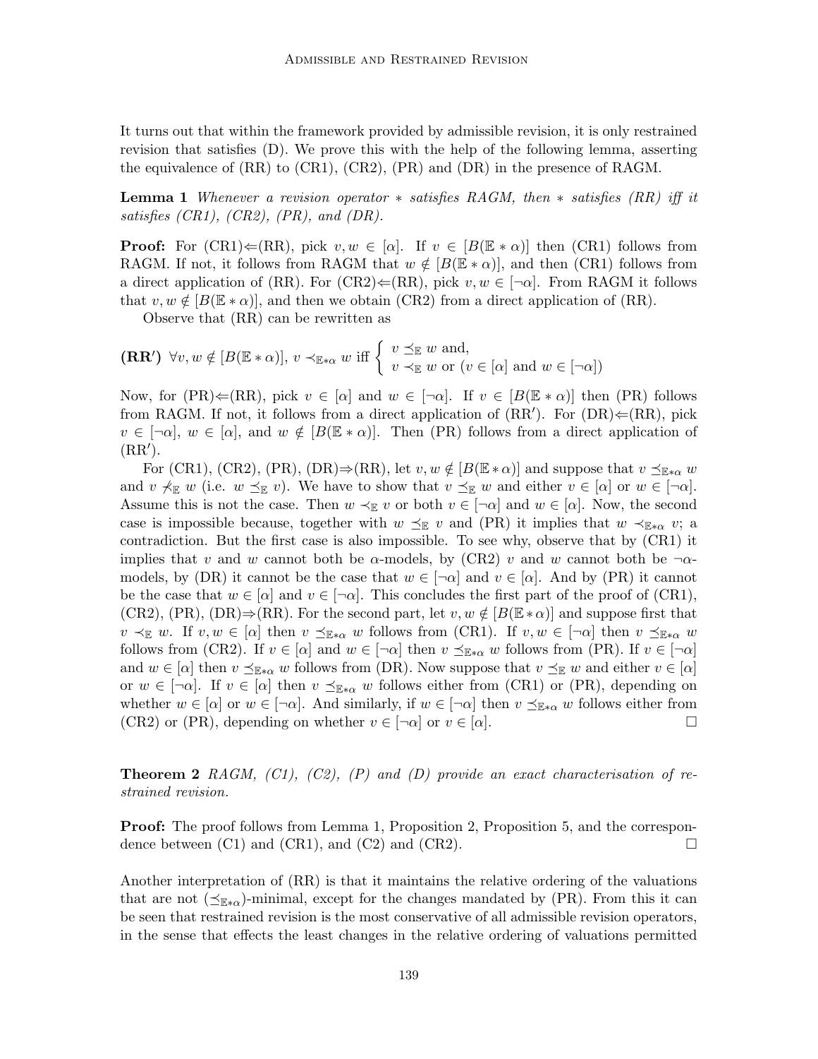It turns out that within the framework provided by admissible revision, it is only restrained revision that satisfies (D). We prove this with the help of the following lemma, asserting the equivalence of (RR) to (CR1), (CR2), (PR) and (DR) in the presence of RAGM.

**Lemma 1** *Whenever a revision operator $*$ satisfies RAGM, then $*$ satisfies (RR) iff it satisfies (CR1), (CR2), (PR), and (DR).*

**Proof:** For (CR1)$\Leftarrow$(RR), pick $v, w \in [\alpha]$. If $v \in [B(\mathbb{E} * \alpha)]$ then (CR1) follows from RAGM. If not, it follows from RAGM that $w \notin [B(\mathbb{E} * \alpha)]$, and then (CR1) follows from a direct application of (RR). For (CR2)$\Leftarrow$(RR), pick $v, w \in [\neg\alpha]$. From RAGM it follows that $v, w \notin [B(\mathbb{E} * \alpha)]$, and then we obtain (CR2) from a direct application of (RR).

Observe that (RR) can be rewritten as

$$\textbf{(RR}'\textbf{)}\ \forall v, w \notin [B(\mathbb{E} * \alpha)],\ v \prec_{\mathbb{E}*\alpha} w \text{ iff } \begin{cases} v \preceq_{\mathbb{E}} w \text{ and,} \\ v \prec_{\mathbb{E}} w \text{ or } (v \in [\alpha] \text{ and } w \in [\neg\alpha]) \end{cases}$$

Now, for (PR)$\Leftarrow$(RR), pick $v \in [\alpha]$ and $w \in [\neg\alpha]$. If $v \in [B(\mathbb{E} * \alpha)]$ then (PR) follows from RAGM. If not, it follows from a direct application of (RR$'$). For (DR)$\Leftarrow$(RR), pick $v \in [\neg\alpha]$, $w \in [\alpha]$, and $w \notin [B(\mathbb{E} * \alpha)]$. Then (PR) follows from a direct application of (RR$'$).

For (CR1), (CR2), (PR), (DR)$\Rightarrow$(RR), let $v, w \notin [B(\mathbb{E} * \alpha)]$ and suppose that $v \preceq_{\mathbb{E}*\alpha} w$ and $v \not\prec_{\mathbb{E}} w$ (i.e. $w \preceq_{\mathbb{E}} v$). We have to show that $v \preceq_{\mathbb{E}} w$ and either $v \in [\alpha]$ or $w \in [\neg\alpha]$. Assume this is not the case. Then $w \prec_{\mathbb{E}} v$ or both $v \in [\neg\alpha]$ and $w \in [\alpha]$. Now, the second case is impossible because, together with $w \preceq_{\mathbb{E}} v$ and (PR) it implies that $w \prec_{\mathbb{E}*\alpha} v$; a contradiction. But the first case is also impossible. To see why, observe that by (CR1) it implies that $v$ and $w$ cannot both be $\alpha$-models, by (CR2) $v$ and $w$ cannot both be $\neg\alpha$-models, by (DR) it cannot be the case that $w \in [\neg\alpha]$ and $v \in [\alpha]$. And by (PR) it cannot be the case that $w \in [\alpha]$ and $v \in [\neg\alpha]$. This concludes the first part of the proof of (CR1), (CR2), (PR), (DR)$\Rightarrow$(RR). For the second part, let $v, w \notin [B(\mathbb{E} * \alpha)]$ and suppose first that $v \prec_{\mathbb{E}} w$. If $v, w \in [\alpha]$ then $v \preceq_{\mathbb{E}*\alpha} w$ follows from (CR1). If $v, w \in [\neg\alpha]$ then $v \preceq_{\mathbb{E}*\alpha} w$ follows from (CR2). If $v \in [\alpha]$ and $w \in [\neg\alpha]$ then $v \preceq_{\mathbb{E}*\alpha} w$ follows from (PR). If $v \in [\neg\alpha]$ and $w \in [\alpha]$ then $v \preceq_{\mathbb{E}*\alpha} w$ follows from (DR). Now suppose that $v \preceq_{\mathbb{E}} w$ and either $v \in [\alpha]$ or $w \in [\neg\alpha]$. If $v \in [\alpha]$ then $v \preceq_{\mathbb{E}*\alpha} w$ follows either from (CR1) or (PR), depending on whether $w \in [\alpha]$ or $w \in [\neg\alpha]$. And similarly, if $w \in [\neg\alpha]$ then $v \preceq_{\mathbb{E}*\alpha} w$ follows either from (CR2) or (PR), depending on whether $v \in [\neg\alpha]$ or $v \in [\alpha]$. $\square$

**Theorem 2** *RAGM, (C1), (C2), (P) and (D) provide an exact characterisation of restrained revision.*

**Proof:** The proof follows from Lemma 1, Proposition 2, Proposition 5, and the correspondence between (C1) and (CR1), and (C2) and (CR2). $\square$

Another interpretation of (RR) is that it maintains the relative ordering of the valuations that are not ($\preceq_{\mathbb{E}*\alpha}$)-minimal, except for the changes mandated by (PR). From this it can be seen that restrained revision is the most conservative of all admissible revision operators, in the sense that effects the least changes in the relative ordering of valuations permitted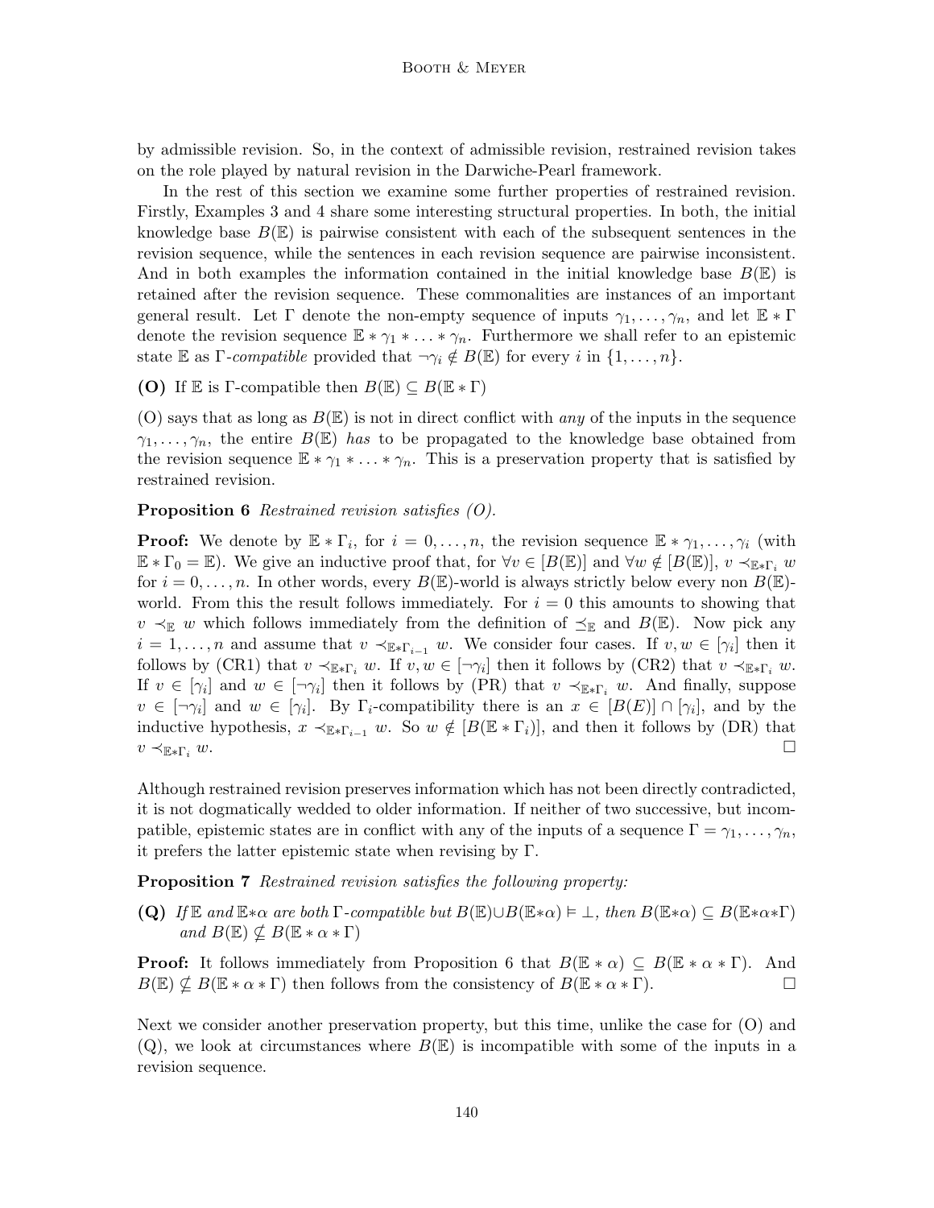by admissible revision. So, in the context of admissible revision, restrained revision takes on the role played by natural revision in the Darwiche-Pearl framework.

In the rest of this section we examine some further properties of restrained revision. Firstly, Examples 3 and 4 share some interesting structural properties. In both, the initial knowledge base $B(\mathbb{E})$ is pairwise consistent with each of the subsequent sentences in the revision sequence, while the sentences in each revision sequence are pairwise inconsistent. And in both examples the information contained in the initial knowledge base $B(\mathbb{E})$ is retained after the revision sequence. These commonalities are instances of an important general result. Let $\Gamma$ denote the non-empty sequence of inputs $\gamma_1, \ldots, \gamma_n$, and let $\mathbb{E} * \Gamma$ denote the revision sequence $\mathbb{E} * \gamma_1 * \ldots * \gamma_n$. Furthermore we shall refer to an epistemic state $\mathbb{E}$ as $\Gamma$-*compatible* provided that $\neg\gamma_i \notin B(\mathbb{E})$ for every $i$ in $\{1, \ldots, n\}$.

**(O)** If $\mathbb{E}$ is $\Gamma$-compatible then $B(\mathbb{E}) \subseteq B(\mathbb{E} * \Gamma)$

(O) says that as long as $B(\mathbb{E})$ is not in direct conflict with *any* of the inputs in the sequence $\gamma_1, \ldots, \gamma_n$, the entire $B(\mathbb{E})$ *has* to be propagated to the knowledge base obtained from the revision sequence $\mathbb{E} * \gamma_1 * \ldots * \gamma_n$. This is a preservation property that is satisfied by restrained revision.

**Proposition 6** *Restrained revision satisfies (O).*

**Proof:** We denote by $\mathbb{E} * \Gamma_i$, for $i = 0, \ldots, n$, the revision sequence $\mathbb{E} * \gamma_1, \ldots, \gamma_i$ (with $\mathbb{E} * \Gamma_0 = \mathbb{E}$). We give an inductive proof that, for $\forall v \in [B(\mathbb{E})]$ and $\forall w \notin [B(\mathbb{E})]$, $v \prec_{\mathbb{E}*\Gamma_i} w$ for $i = 0, \ldots, n$. In other words, every $B(\mathbb{E})$-world is always strictly below every non $B(\mathbb{E})$-world. From this the result follows immediately. For $i = 0$ this amounts to showing that $v \prec_{\mathbb{E}} w$ which follows immediately from the definition of $\preceq_{\mathbb{E}}$ and $B(\mathbb{E})$. Now pick any $i = 1, \ldots, n$ and assume that $v \prec_{\mathbb{E}*\Gamma_{i-1}} w$. We consider four cases. If $v, w \in [\gamma_i]$ then it follows by (CR1) that $v \prec_{\mathbb{E}*\Gamma_i} w$. If $v, w \in [\neg\gamma_i]$ then it follows by (CR2) that $v \prec_{\mathbb{E}*\Gamma_i} w$. If $v \in [\gamma_i]$ and $w \in [\neg\gamma_i]$ then it follows by (PR) that $v \prec_{\mathbb{E}*\Gamma_i} w$. And finally, suppose $v \in [\neg\gamma_i]$ and $w \in [\gamma_i]$. By $\Gamma_i$-compatibility there is an $x \in [B(E)] \cap [\gamma_i]$, and by the inductive hypothesis, $x \prec_{\mathbb{E}*\Gamma_{i-1}} w$. So $w \notin [B(\mathbb{E} * \Gamma_i)]$, and then it follows by (DR) that $v \prec_{\mathbb{E}*\Gamma_i} w$. □

Although restrained revision preserves information which has not been directly contradicted, it is not dogmatically wedded to older information. If neither of two successive, but incompatible, epistemic states are in conflict with any of the inputs of a sequence $\Gamma = \gamma_1, \ldots, \gamma_n$, it prefers the latter epistemic state when revising by $\Gamma$.

**Proposition 7** *Restrained revision satisfies the following property:*

**(Q)** *If* $\mathbb{E}$ *and* $\mathbb{E}*\alpha$ *are both* $\Gamma$*-compatible but* $B(\mathbb{E}) \cup B(\mathbb{E}*\alpha) \vDash \bot$*, then* $B(\mathbb{E}*\alpha) \subseteq B(\mathbb{E}*\alpha*\Gamma)$ *and* $B(\mathbb{E}) \nsubseteq B(\mathbb{E} * \alpha * \Gamma)$

**Proof:** It follows immediately from Proposition 6 that $B(\mathbb{E} * \alpha) \subseteq B(\mathbb{E} * \alpha * \Gamma)$. And $B(\mathbb{E}) \nsubseteq B(\mathbb{E} * \alpha * \Gamma)$ then follows from the consistency of $B(\mathbb{E} * \alpha * \Gamma)$. □

Next we consider another preservation property, but this time, unlike the case for (O) and (Q), we look at circumstances where $B(\mathbb{E})$ is incompatible with some of the inputs in a revision sequence.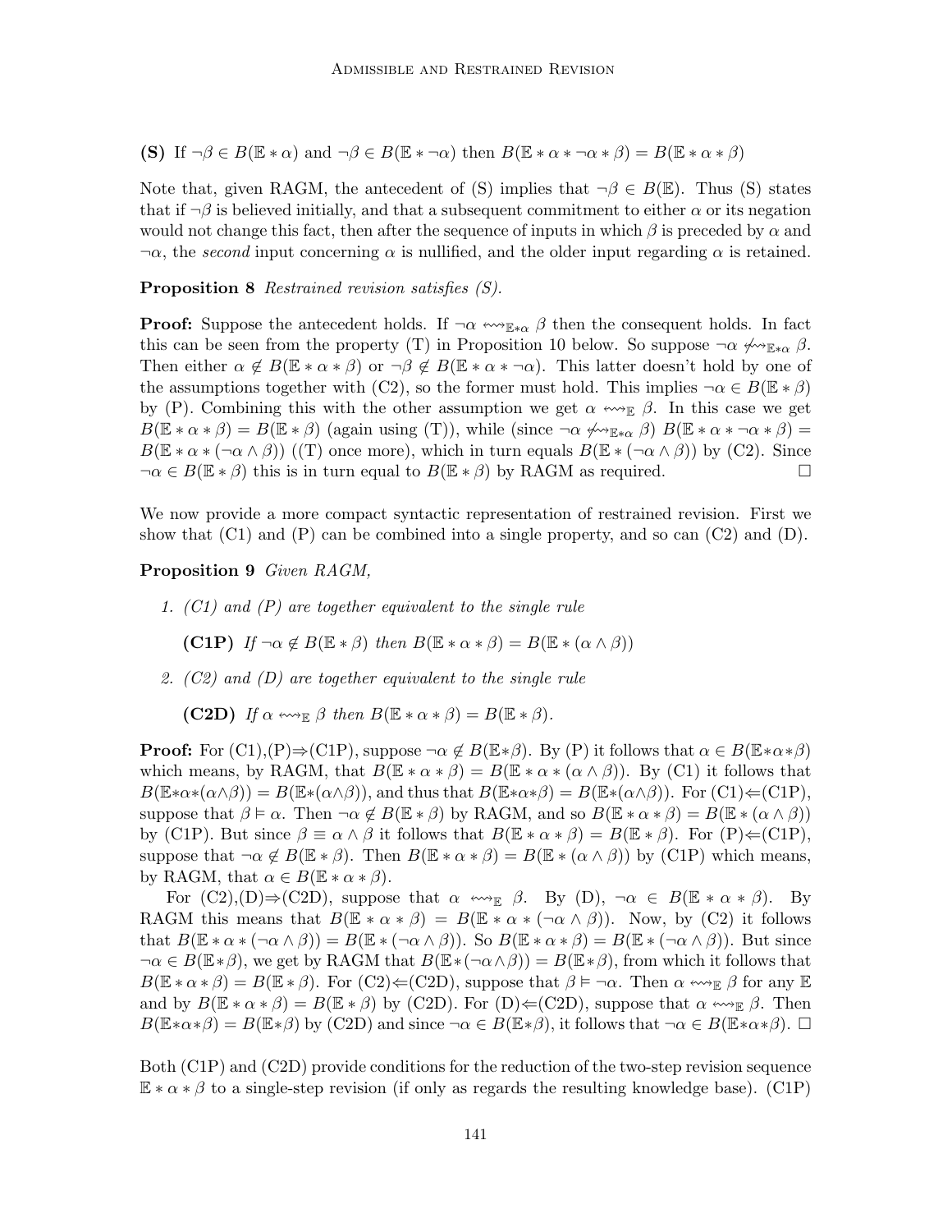**(S)** If $\neg\beta \in B(\mathbb{E} * \alpha)$ and $\neg\beta \in B(\mathbb{E} * \neg\alpha)$ then $B(\mathbb{E} * \alpha * \neg\alpha * \beta) = B(\mathbb{E} * \alpha * \beta)$

Note that, given RAGM, the antecedent of (S) implies that $\neg\beta \in B(\mathbb{E})$. Thus (S) states that if $\neg\beta$ is believed initially, and that a subsequent commitment to either $\alpha$ or its negation would not change this fact, then after the sequence of inputs in which $\beta$ is preceded by $\alpha$ and $\neg\alpha$, the *second* input concerning $\alpha$ is nullified, and the older input regarding $\alpha$ is retained.

**Proposition 8** *Restrained revision satisfies (S).*

**Proof:** Suppose the antecedent holds. If $\neg\alpha \leftrightsquigarrow_{\mathbb{E}*\alpha} \beta$ then the consequent holds. In fact this can be seen from the property (T) in Proposition 10 below. So suppose $\neg\alpha \not\leftrightsquigarrow_{\mathbb{E}*\alpha} \beta$. Then either $\alpha \notin B(\mathbb{E} * \alpha * \beta)$ or $\neg\beta \notin B(\mathbb{E} * \alpha * \neg\alpha)$. This latter doesn't hold by one of the assumptions together with (C2), so the former must hold. This implies $\neg\alpha \in B(\mathbb{E} * \beta)$ by (P). Combining this with the other assumption we get $\alpha \leftrightsquigarrow_{\mathbb{E}} \beta$. In this case we get $B(\mathbb{E} * \alpha * \beta) = B(\mathbb{E} * \beta)$ (again using (T)), while (since $\neg\alpha \not\leftrightsquigarrow_{\mathbb{E}*\alpha} \beta$) $B(\mathbb{E} * \alpha * \neg\alpha * \beta) = B(\mathbb{E} * \alpha * (\neg\alpha \wedge \beta))$ ((T) once more), which in turn equals $B(\mathbb{E} * (\neg\alpha \wedge \beta))$ by (C2). Since $\neg\alpha \in B(\mathbb{E} * \beta)$ this is in turn equal to $B(\mathbb{E} * \beta)$ by RAGM as required. □

We now provide a more compact syntactic representation of restrained revision. First we show that (C1) and (P) can be combined into a single property, and so can (C2) and (D).

**Proposition 9** *Given RAGM,*

1. *(C1) and (P) are together equivalent to the single rule*

   **(C1P)** *If $\neg\alpha \notin B(\mathbb{E} * \beta)$ then $B(\mathbb{E} * \alpha * \beta) = B(\mathbb{E} * (\alpha \wedge \beta))$*

2. *(C2) and (D) are together equivalent to the single rule*

   **(C2D)** *If $\alpha \leftrightsquigarrow_{\mathbb{E}} \beta$ then $B(\mathbb{E} * \alpha * \beta) = B(\mathbb{E} * \beta)$.*

**Proof:** For (C1),(P)$\Rightarrow$(C1P), suppose $\neg\alpha \notin B(\mathbb{E}*\beta)$. By (P) it follows that $\alpha \in B(\mathbb{E}*\alpha*\beta)$ which means, by RAGM, that $B(\mathbb{E} * \alpha * \beta) = B(\mathbb{E} * \alpha * (\alpha \wedge \beta))$. By (C1) it follows that $B(\mathbb{E}*\alpha*(\alpha\wedge\beta)) = B(\mathbb{E}*(\alpha\wedge\beta))$, and thus that $B(\mathbb{E}*\alpha*\beta) = B(\mathbb{E}*(\alpha\wedge\beta))$. For (C1)$\Leftarrow$(C1P), suppose that $\beta \vDash \alpha$. Then $\neg\alpha \notin B(\mathbb{E} * \beta)$ by RAGM, and so $B(\mathbb{E} * \alpha * \beta) = B(\mathbb{E} * (\alpha \wedge \beta))$ by (C1P). But since $\beta \equiv \alpha \wedge \beta$ it follows that $B(\mathbb{E} * \alpha * \beta) = B(\mathbb{E} * \beta)$. For (P)$\Leftarrow$(C1P), suppose that $\neg\alpha \notin B(\mathbb{E} * \beta)$. Then $B(\mathbb{E} * \alpha * \beta) = B(\mathbb{E} * (\alpha \wedge \beta))$ by (C1P) which means, by RAGM, that $\alpha \in B(\mathbb{E} * \alpha * \beta)$.

For (C2),(D)$\Rightarrow$(C2D), suppose that $\alpha \leftrightsquigarrow_{\mathbb{E}} \beta$. By (D), $\neg\alpha \in B(\mathbb{E} * \alpha * \beta)$. By RAGM this means that $B(\mathbb{E} * \alpha * \beta) = B(\mathbb{E} * \alpha * (\neg\alpha \wedge \beta))$. Now, by (C2) it follows that $B(\mathbb{E} * \alpha * (\neg\alpha \wedge \beta)) = B(\mathbb{E} * (\neg\alpha \wedge \beta))$. So $B(\mathbb{E} * \alpha * \beta) = B(\mathbb{E} * (\neg\alpha \wedge \beta))$. But since $\neg\alpha \in B(\mathbb{E}*\beta)$, we get by RAGM that $B(\mathbb{E}*(\neg\alpha\wedge\beta)) = B(\mathbb{E}*\beta)$, from which it follows that $B(\mathbb{E} * \alpha * \beta) = B(\mathbb{E} * \beta)$. For (C2)$\Leftarrow$(C2D), suppose that $\beta \vDash \neg\alpha$. Then $\alpha \leftrightsquigarrow_{\mathbb{E}} \beta$ for any $\mathbb{E}$ and by $B(\mathbb{E} * \alpha * \beta) = B(\mathbb{E} * \beta)$ by (C2D). For (D)$\Leftarrow$(C2D), suppose that $\alpha \leftrightsquigarrow_{\mathbb{E}} \beta$. Then $B(\mathbb{E}*\alpha*\beta) = B(\mathbb{E}*\beta)$ by (C2D) and since $\neg\alpha \in B(\mathbb{E}*\beta)$, it follows that $\neg\alpha \in B(\mathbb{E}*\alpha*\beta)$. □

Both (C1P) and (C2D) provide conditions for the reduction of the two-step revision sequence $\mathbb{E} * \alpha * \beta$ to a single-step revision (if only as regards the resulting knowledge base). (C1P)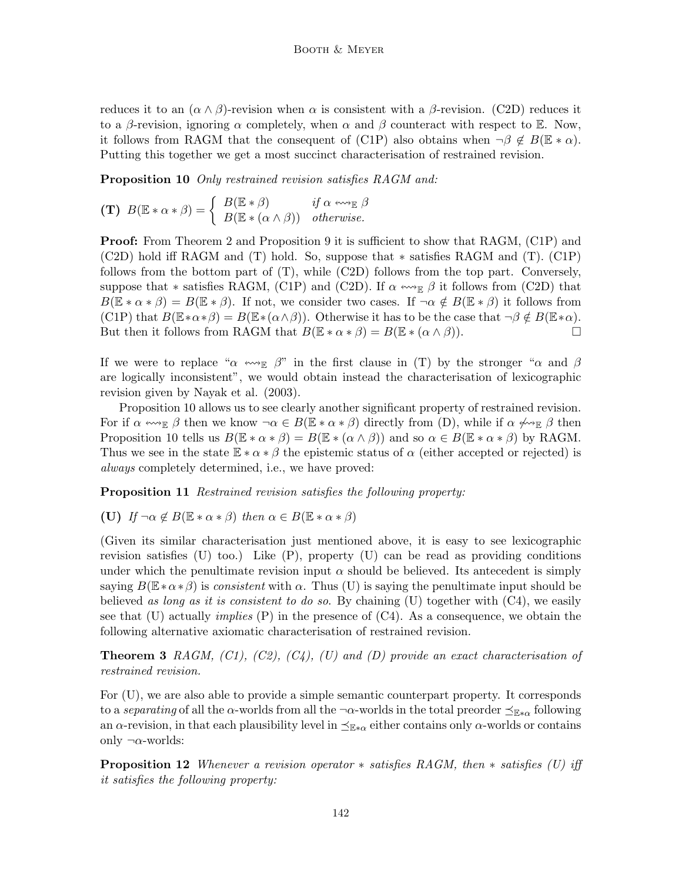reduces it to an $(\alpha \wedge \beta)$-revision when $\alpha$ is consistent with a $\beta$-revision. (C2D) reduces it to a $\beta$-revision, ignoring $\alpha$ completely, when $\alpha$ and $\beta$ counteract with respect to $\mathbb{E}$. Now, it follows from RAGM that the consequent of (C1P) also obtains when $\neg\beta \notin B(\mathbb{E} * \alpha)$. Putting this together we get a most succinct characterisation of restrained revision.

**Proposition 10** *Only restrained revision satisfies RAGM and:*

**(T)** $B(\mathbb{E} * \alpha * \beta) = \begin{cases} B(\mathbb{E} * \beta) & \text{if } \alpha \leftrightsquigarrow_{\mathbb{E}} \beta \\ B(\mathbb{E} * (\alpha \wedge \beta)) & \text{otherwise.} \end{cases}$

**Proof:** From Theorem 2 and Proposition 9 it is sufficient to show that RAGM, (C1P) and (C2D) hold iff RAGM and (T) hold. So, suppose that $*$ satisfies RAGM and (T). (C1P) follows from the bottom part of (T), while (C2D) follows from the top part. Conversely, suppose that $*$ satisfies RAGM, (C1P) and (C2D). If $\alpha \leftrightsquigarrow_{\mathbb{E}} \beta$ it follows from (C2D) that $B(\mathbb{E} * \alpha * \beta) = B(\mathbb{E} * \beta)$. If not, we consider two cases. If $\neg\alpha \notin B(\mathbb{E} * \beta)$ it follows from (C1P) that $B(\mathbb{E}*\alpha*\beta) = B(\mathbb{E}*(\alpha\wedge\beta))$. Otherwise it has to be the case that $\neg\beta \notin B(\mathbb{E}*\alpha)$. But then it follows from RAGM that $B(\mathbb{E} * \alpha * \beta) = B(\mathbb{E} * (\alpha \wedge \beta))$. $\square$

If we were to replace "$\alpha \leftrightsquigarrow_{\mathbb{E}} \beta$" in the first clause in (T) by the stronger "$\alpha$ and $\beta$ are logically inconsistent", we would obtain instead the characterisation of lexicographic revision given by Nayak et al. (2003).

Proposition 10 allows us to see clearly another significant property of restrained revision. For if $\alpha \leftrightsquigarrow_{\mathbb{E}} \beta$ then we know $\neg\alpha \in B(\mathbb{E} * \alpha * \beta)$ directly from (D), while if $\alpha \not\leftrightsquigarrow_{\mathbb{E}} \beta$ then Proposition 10 tells us $B(\mathbb{E} * \alpha * \beta) = B(\mathbb{E} * (\alpha \wedge \beta))$ and so $\alpha \in B(\mathbb{E} * \alpha * \beta)$ by RAGM. Thus we see in the state $\mathbb{E} * \alpha * \beta$ the epistemic status of $\alpha$ (either accepted or rejected) is *always* completely determined, i.e., we have proved:

**Proposition 11** *Restrained revision satisfies the following property:*

**(U)** *If* $\neg\alpha \notin B(\mathbb{E} * \alpha * \beta)$ *then* $\alpha \in B(\mathbb{E} * \alpha * \beta)$

(Given its similar characterisation just mentioned above, it is easy to see lexicographic revision satisfies (U) too.) Like (P), property (U) can be read as providing conditions under which the penultimate revision input $\alpha$ should be believed. Its antecedent is simply saying $B(\mathbb{E}*\alpha*\beta)$ is *consistent* with $\alpha$. Thus (U) is saying the penultimate input should be believed *as long as it is consistent to do so*. By chaining (U) together with (C4), we easily see that (U) actually *implies* (P) in the presence of (C4). As a consequence, we obtain the following alternative axiomatic characterisation of restrained revision.

**Theorem 3** *RAGM, (C1), (C2), (C4), (U) and (D) provide an exact characterisation of restrained revision.*

For (U), we are also able to provide a simple semantic counterpart property. It corresponds to a *separating* of all the $\alpha$-worlds from all the $\neg\alpha$-worlds in the total preorder $\preceq_{\mathbb{E}*\alpha}$ following an $\alpha$-revision, in that each plausibility level in $\preceq_{\mathbb{E}*\alpha}$ either contains only $\alpha$-worlds or contains only $\neg\alpha$-worlds:

**Proposition 12** *Whenever a revision operator $*$ satisfies RAGM, then $*$ satisfies (U) iff it satisfies the following property:*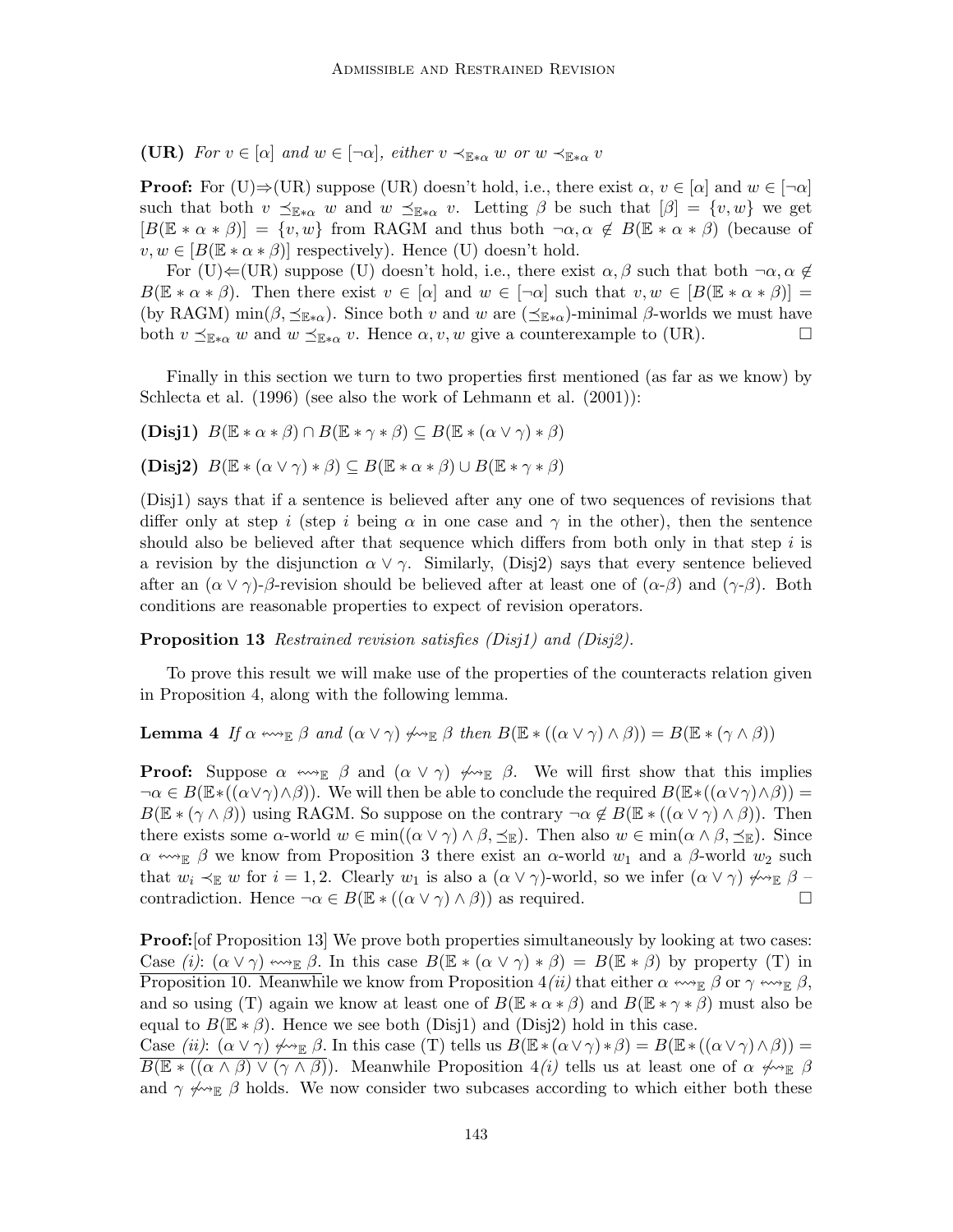**(UR)** *For $v \in [\alpha]$ and $w \in [\neg\alpha]$, either $v \prec_{\mathbb{E}*\alpha} w$ or $w \prec_{\mathbb{E}*\alpha} v$*

**Proof:** For (U)⇒(UR) suppose (UR) doesn't hold, i.e., there exist $\alpha$, $v \in [\alpha]$ and $w \in [\neg\alpha]$ such that both $v \preceq_{\mathbb{E}*\alpha} w$ and $w \preceq_{\mathbb{E}*\alpha} v$. Letting $\beta$ be such that $[\beta] = \{v, w\}$ we get $[B(\mathbb{E} * \alpha * \beta)] = \{v, w\}$ from RAGM and thus both $\neg\alpha, \alpha \notin B(\mathbb{E} * \alpha * \beta)$ (because of $v, w \in [B(\mathbb{E} * \alpha * \beta)]$ respectively). Hence (U) doesn't hold.

For (U)⇐(UR) suppose (U) doesn't hold, i.e., there exist $\alpha, \beta$ such that both $\neg\alpha, \alpha \notin B(\mathbb{E} * \alpha * \beta)$. Then there exist $v \in [\alpha]$ and $w \in [\neg\alpha]$ such that $v, w \in [B(\mathbb{E} * \alpha * \beta)] =$ (by RAGM) $\min(\beta, \preceq_{\mathbb{E}*\alpha})$. Since both $v$ and $w$ are $(\preceq_{\mathbb{E}*\alpha})$-minimal $\beta$-worlds we must have both $v \preceq_{\mathbb{E}*\alpha} w$ and $w \preceq_{\mathbb{E}*\alpha} v$. Hence $\alpha, v, w$ give a counterexample to (UR). □

Finally in this section we turn to two properties first mentioned (as far as we know) by Schlecta et al. (1996) (see also the work of Lehmann et al. (2001)):

**(Disj1)** $B(\mathbb{E} * \alpha * \beta) \cap B(\mathbb{E} * \gamma * \beta) \subseteq B(\mathbb{E} * (\alpha \vee \gamma) * \beta)$

**(Disj2)** $B(\mathbb{E} * (\alpha \vee \gamma) * \beta) \subseteq B(\mathbb{E} * \alpha * \beta) \cup B(\mathbb{E} * \gamma * \beta)$

(Disj1) says that if a sentence is believed after any one of two sequences of revisions that differ only at step $i$ (step $i$ being $\alpha$ in one case and $\gamma$ in the other), then the sentence should also be believed after that sequence which differs from both only in that step $i$ is a revision by the disjunction $\alpha \vee \gamma$. Similarly, (Disj2) says that every sentence believed after an $(\alpha \vee \gamma)$-$\beta$-revision should be believed after at least one of ($\alpha$-$\beta$) and ($\gamma$-$\beta$). Both conditions are reasonable properties to expect of revision operators.

**Proposition 13** *Restrained revision satisfies (Disj1) and (Disj2).*

To prove this result we will make use of the properties of the counteracts relation given in Proposition 4, along with the following lemma.

**Lemma 4** *If $\alpha \leftrightsquigarrow_{\mathbb{E}} \beta$ and $(\alpha \vee \gamma) \not\leftrightsquigarrow_{\mathbb{E}} \beta$ then $B(\mathbb{E} * ((\alpha \vee \gamma) \wedge \beta)) = B(\mathbb{E} * (\gamma \wedge \beta))$*

**Proof:** Suppose $\alpha \leftrightsquigarrow_{\mathbb{E}} \beta$ and $(\alpha \vee \gamma) \not\leftrightsquigarrow_{\mathbb{E}} \beta$. We will first show that this implies $\neg\alpha \in B(\mathbb{E} * ((\alpha \vee \gamma) \wedge \beta))$. We will then be able to conclude the required $B(\mathbb{E} * ((\alpha \vee \gamma) \wedge \beta)) = B(\mathbb{E} * (\gamma \wedge \beta))$ using RAGM. So suppose on the contrary $\neg\alpha \notin B(\mathbb{E} * ((\alpha \vee \gamma) \wedge \beta))$. Then there exists some $\alpha$-world $w \in \min((\alpha \vee \gamma) \wedge \beta, \preceq_{\mathbb{E}})$. Then also $w \in \min(\alpha \wedge \beta, \preceq_{\mathbb{E}})$. Since $\alpha \leftrightsquigarrow_{\mathbb{E}} \beta$ we know from Proposition 3 there exist an $\alpha$-world $w_1$ and a $\beta$-world $w_2$ such that $w_i \prec_{\mathbb{E}} w$ for $i = 1, 2$. Clearly $w_1$ is also a $(\alpha \vee \gamma)$-world, so we infer $(\alpha \vee \gamma) \not\leftrightsquigarrow_{\mathbb{E}} \beta$ – contradiction. Hence $\neg\alpha \in B(\mathbb{E} * ((\alpha \vee \gamma) \wedge \beta))$ as required. □

**Proof:**[of Proposition 13] We prove both properties simultaneously by looking at two cases:
Case *(i)*: $(\alpha \vee \gamma) \leftrightsquigarrow_{\mathbb{E}} \beta$. In this case $B(\mathbb{E} * (\alpha \vee \gamma) * \beta) = B(\mathbb{E} * \beta)$ by property (T) in Proposition 10. Meanwhile we know from Proposition 4*(ii)* that either $\alpha \leftrightsquigarrow_{\mathbb{E}} \beta$ or $\gamma \leftrightsquigarrow_{\mathbb{E}} \beta$, and so using (T) again we know at least one of $B(\mathbb{E} * \alpha * \beta)$ and $B(\mathbb{E} * \gamma * \beta)$ must also be equal to $B(\mathbb{E} * \beta)$. Hence we see both (Disj1) and (Disj2) hold in this case.
Case *(ii)*: $(\alpha \vee \gamma) \not\leftrightsquigarrow_{\mathbb{E}} \beta$. In this case (T) tells us $B(\mathbb{E} * (\alpha \vee \gamma) * \beta) = B(\mathbb{E} * ((\alpha \vee \gamma) \wedge \beta)) = B(\mathbb{E} * ((\alpha \wedge \beta) \vee (\gamma \wedge \beta))$. Meanwhile Proposition 4*(i)* tells us at least one of $\alpha \not\leftrightsquigarrow_{\mathbb{E}} \beta$ and $\gamma \not\leftrightsquigarrow_{\mathbb{E}} \beta$ holds. We now consider two subcases according to which either both these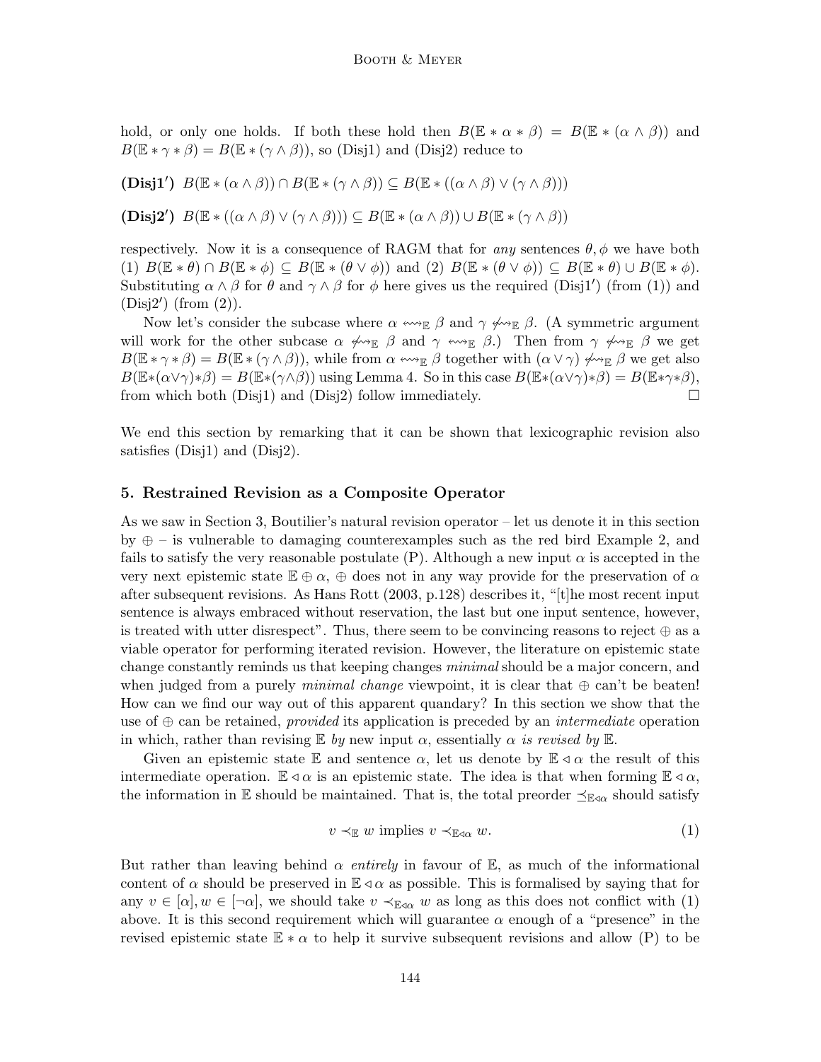hold, or only one holds. If both these hold then $B(\mathbb{E} * \alpha * \beta) = B(\mathbb{E} * (\alpha \wedge \beta))$ and $B(\mathbb{E} * \gamma * \beta) = B(\mathbb{E} * (\gamma \wedge \beta))$, so (Disj1) and (Disj2) reduce to

**(Disj1′)** $B(\mathbb{E} * (\alpha \wedge \beta)) \cap B(\mathbb{E} * (\gamma \wedge \beta)) \subseteq B(\mathbb{E} * ((\alpha \wedge \beta) \vee (\gamma \wedge \beta)))$

**(Disj2′)** $B(\mathbb{E} * ((\alpha \wedge \beta) \vee (\gamma \wedge \beta))) \subseteq B(\mathbb{E} * (\alpha \wedge \beta)) \cup B(\mathbb{E} * (\gamma \wedge \beta))$

respectively. Now it is a consequence of RAGM that for *any* sentences $\theta, \phi$ we have both (1) $B(\mathbb{E} * \theta) \cap B(\mathbb{E} * \phi) \subseteq B(\mathbb{E} * (\theta \vee \phi))$ and (2) $B(\mathbb{E} * (\theta \vee \phi)) \subseteq B(\mathbb{E} * \theta) \cup B(\mathbb{E} * \phi)$. Substituting $\alpha \wedge \beta$ for $\theta$ and $\gamma \wedge \beta$ for $\phi$ here gives us the required (Disj1′) (from (1)) and (Disj2′) (from (2)).

Now let's consider the subcase where $\alpha \leftrightsquigarrow_{\mathbb{E}} \beta$ and $\gamma \not\leftrightsquigarrow_{\mathbb{E}} \beta$. (A symmetric argument will work for the other subcase $\alpha \not\leftrightsquigarrow_{\mathbb{E}} \beta$ and $\gamma \leftrightsquigarrow_{\mathbb{E}} \beta$.) Then from $\gamma \not\leftrightsquigarrow_{\mathbb{E}} \beta$ we get $B(\mathbb{E} * \gamma * \beta) = B(\mathbb{E} * (\gamma \wedge \beta))$, while from $\alpha \leftrightsquigarrow_{\mathbb{E}} \beta$ together with $(\alpha \vee \gamma) \not\leftrightsquigarrow_{\mathbb{E}} \beta$ we get also $B(\mathbb{E} * (\alpha \vee \gamma) * \beta) = B(\mathbb{E} * (\gamma \wedge \beta))$ using Lemma 4. So in this case $B(\mathbb{E} * (\alpha \vee \gamma) * \beta) = B(\mathbb{E} * \gamma * \beta)$, from which both (Disj1) and (Disj2) follow immediately. □

We end this section by remarking that it can be shown that lexicographic revision also satisfies (Disj1) and (Disj2).

## 5. Restrained Revision as a Composite Operator

As we saw in Section 3, Boutilier's natural revision operator – let us denote it in this section by $\oplus$ – is vulnerable to damaging counterexamples such as the red bird Example 2, and fails to satisfy the very reasonable postulate (P). Although a new input $\alpha$ is accepted in the very next epistemic state $\mathbb{E} \oplus \alpha$, $\oplus$ does not in any way provide for the preservation of $\alpha$ after subsequent revisions. As Hans Rott (2003, p.128) describes it, "[t]he most recent input sentence is always embraced without reservation, the last but one input sentence, however, is treated with utter disrespect". Thus, there seem to be convincing reasons to reject $\oplus$ as a viable operator for performing iterated revision. However, the literature on epistemic state change constantly reminds us that keeping changes *minimal* should be a major concern, and when judged from a purely *minimal change* viewpoint, it is clear that $\oplus$ can't be beaten! How can we find our way out of this apparent quandary? In this section we show that the use of $\oplus$ can be retained, *provided* its application is preceded by an *intermediate* operation in which, rather than revising $\mathbb{E}$ *by* new input $\alpha$, essentially $\alpha$ *is revised by* $\mathbb{E}$.

Given an epistemic state $\mathbb{E}$ and sentence $\alpha$, let us denote by $\mathbb{E} \triangleleft \alpha$ the result of this intermediate operation. $\mathbb{E} \triangleleft \alpha$ is an epistemic state. The idea is that when forming $\mathbb{E} \triangleleft \alpha$, the information in $\mathbb{E}$ should be maintained. That is, the total preorder $\preceq_{\mathbb{E} \triangleleft \alpha}$ should satisfy

$$v \prec_{\mathbb{E}} w \text{ implies } v \prec_{\mathbb{E} \triangleleft \alpha} w. \tag{1}$$

But rather than leaving behind $\alpha$ *entirely* in favour of $\mathbb{E}$, as much of the informational content of $\alpha$ should be preserved in $\mathbb{E} \triangleleft \alpha$ as possible. This is formalised by saying that for any $v \in [\alpha], w \in [\neg\alpha]$, we should take $v \prec_{\mathbb{E} \triangleleft \alpha} w$ as long as this does not conflict with (1) above. It is this second requirement which will guarantee $\alpha$ enough of a "presence" in the revised epistemic state $\mathbb{E} * \alpha$ to help it survive subsequent revisions and allow (P) to be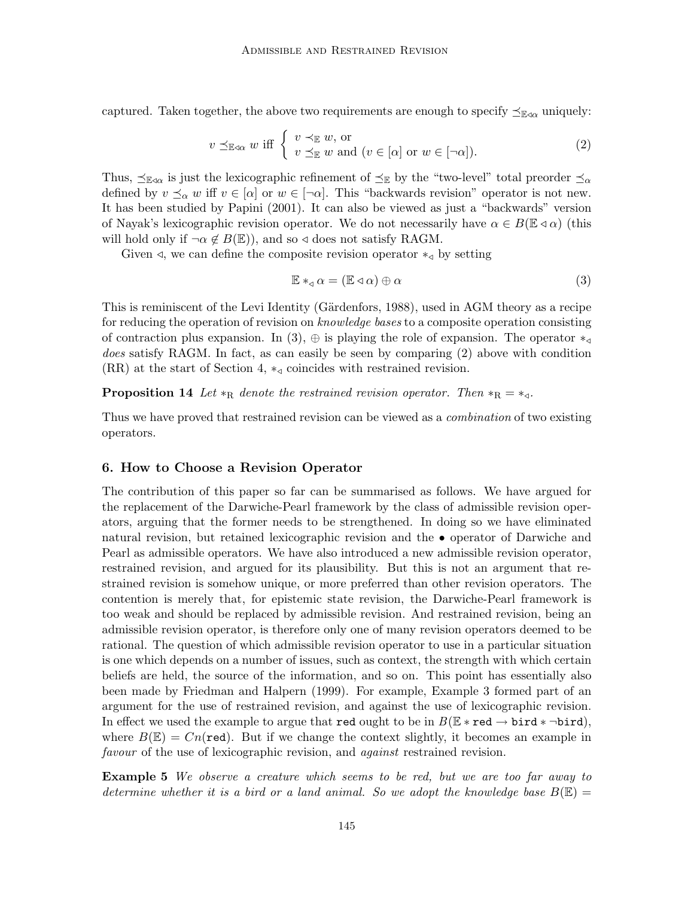captured. Taken together, the above two requirements are enough to specify $\preceq_{\mathbb{E}\triangleleft\alpha}$ uniquely:

$$v \preceq_{\mathbb{E}\triangleleft\alpha} w \text{ iff } \begin{cases} v \prec_{\mathbb{E}} w, \text{ or} \\ v \preceq_{\mathbb{E}} w \text{ and } (v \in [\alpha] \text{ or } w \in [\neg\alpha]). \end{cases} \tag{2}$$

Thus, $\preceq_{\mathbb{E}\triangleleft\alpha}$ is just the lexicographic refinement of $\preceq_{\mathbb{E}}$ by the "two-level" total preorder $\preceq_\alpha$ defined by $v \preceq_\alpha w$ iff $v \in [\alpha]$ or $w \in [\neg\alpha]$. This "backwards revision" operator is not new. It has been studied by Papini (2001). It can also be viewed as just a "backwards" version of Nayak's lexicographic revision operator. We do not necessarily have $\alpha \in B(\mathbb{E} \triangleleft \alpha)$ (this will hold only if $\neg\alpha \notin B(\mathbb{E})$), and so $\triangleleft$ does not satisfy RAGM.

Given $\triangleleft$, we can define the composite revision operator $*_\triangleleft$ by setting

$$\mathbb{E} *_\triangleleft \alpha = (\mathbb{E} \triangleleft \alpha) \oplus \alpha \tag{3}$$

This is reminiscent of the Levi Identity (Gärdenfors, 1988), used in AGM theory as a recipe for reducing the operation of revision on *knowledge bases* to a composite operation consisting of contraction plus expansion. In (3), $\oplus$ is playing the role of expansion. The operator $*_\triangleleft$ *does* satisfy RAGM. In fact, as can easily be seen by comparing (2) above with condition (RR) at the start of Section 4, $*_\triangleleft$ coincides with restrained revision.

**Proposition 14** *Let $*_{\mathrm{R}}$ denote the restrained revision operator. Then $*_{\mathrm{R}} = *_\triangleleft$.*

Thus we have proved that restrained revision can be viewed as a *combination* of two existing operators.

## 6. How to Choose a Revision Operator

The contribution of this paper so far can be summarised as follows. We have argued for the replacement of the Darwiche-Pearl framework by the class of admissible revision operators, arguing that the former needs to be strengthened. In doing so we have eliminated natural revision, but retained lexicographic revision and the $\bullet$ operator of Darwiche and Pearl as admissible operators. We have also introduced a new admissible revision operator, restrained revision, and argued for its plausibility. But this is not an argument that restrained revision is somehow unique, or more preferred than other revision operators. The contention is merely that, for epistemic state revision, the Darwiche-Pearl framework is too weak and should be replaced by admissible revision. And restrained revision, being an admissible revision operator, is therefore only one of many revision operators deemed to be rational. The question of which admissible revision operator to use in a particular situation is one which depends on a number of issues, such as context, the strength with which certain beliefs are held, the source of the information, and so on. This point has essentially also been made by Friedman and Halpern (1999). For example, Example 3 formed part of an argument for the use of restrained revision, and against the use of lexicographic revision. In effect we used the example to argue that red ought to be in $B(\mathbb{E} * \texttt{red} \rightarrow \texttt{bird} * \neg\texttt{bird})$, where $B(\mathbb{E}) = Cn(\texttt{red})$. But if we change the context slightly, it becomes an example in *favour* of the use of lexicographic revision, and *against* restrained revision.

**Example 5** *We observe a creature which seems to be red, but we are too far away to determine whether it is a bird or a land animal. So we adopt the knowledge base $B(\mathbb{E}) =$*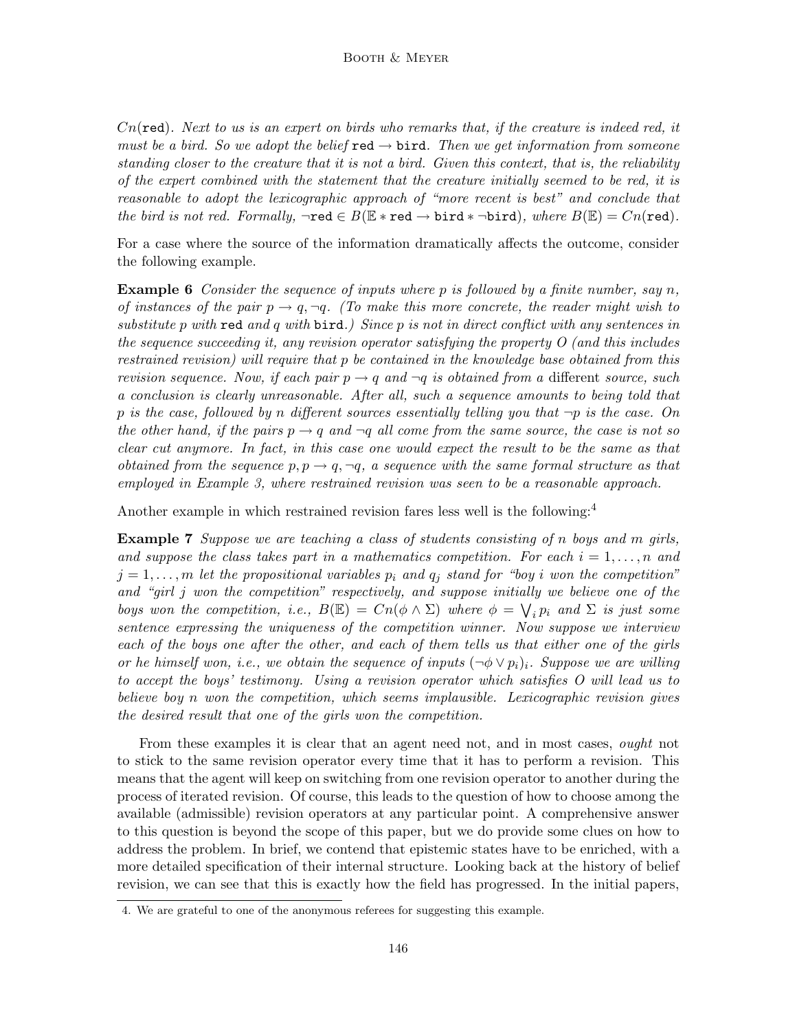*Cn*(red). *Next to us is an expert on birds who remarks that, if the creature is indeed red, it must be a bird. So we adopt the belief* red → bird*. Then we get information from someone standing closer to the creature that it is not a bird. Given this context, that is, the reliability of the expert combined with the statement that the creature initially seemed to be red, it is reasonable to adopt the lexicographic approach of "more recent is best" and conclude that the bird is not red. Formally,* $\neg\texttt{red} \in B(\mathbb{E} * \texttt{red} \rightarrow \texttt{bird} * \neg\texttt{bird})$*, where* $B(\mathbb{E}) = Cn(\texttt{red})$*.*

For a case where the source of the information dramatically affects the outcome, consider the following example.

**Example 6** *Consider the sequence of inputs where* $p$ *is followed by a finite number, say* $n$*, of instances of the pair* $p \rightarrow q, \neg q$*. (To make this more concrete, the reader might wish to substitute* $p$ *with* red *and* $q$ *with* bird*.) Since* $p$ *is not in direct conflict with any sentences in the sequence succeeding it, any revision operator satisfying the property O (and this includes restrained revision) will require that* $p$ *be contained in the knowledge base obtained from this revision sequence. Now, if each pair* $p \rightarrow q$ *and* $\neg q$ *is obtained from a* different *source, such a conclusion is clearly unreasonable. After all, such a sequence amounts to being told that* $p$ *is the case, followed by* $n$ *different sources essentially telling you that* $\neg p$ *is the case. On the other hand, if the pairs* $p \rightarrow q$ *and* $\neg q$ *all come from the same source, the case is not so clear cut anymore. In fact, in this case one would expect the result to be the same as that obtained from the sequence* $p, p \rightarrow q, \neg q$*, a sequence with the same formal structure as that employed in Example 3, where restrained revision was seen to be a reasonable approach.*

Another example in which restrained revision fares less well is the following:[4]

**Example 7** *Suppose we are teaching a class of students consisting of* $n$ *boys and* $m$ *girls, and suppose the class takes part in a mathematics competition. For each* $i = 1, \ldots, n$ *and* $j = 1, \ldots, m$ *let the propositional variables* $p_i$ *and* $q_j$ *stand for "boy* $i$ *won the competition" and "girl* $j$ *won the competition" respectively, and suppose initially we believe one of the boys won the competition, i.e.,* $B(\mathbb{E}) = Cn(\phi \wedge \Sigma)$ *where* $\phi = \bigvee_i p_i$ *and* $\Sigma$ *is just some sentence expressing the uniqueness of the competition winner. Now suppose we interview each of the boys one after the other, and each of them tells us that either one of the girls or he himself won, i.e., we obtain the sequence of inputs* $(\neg\phi \vee p_i)_i$*. Suppose we are willing to accept the boys' testimony. Using a revision operator which satisfies O will lead us to believe boy* $n$ *won the competition, which seems implausible. Lexicographic revision gives the desired result that one of the girls won the competition.*

From these examples it is clear that an agent need not, and in most cases, *ought* not to stick to the same revision operator every time that it has to perform a revision. This means that the agent will keep on switching from one revision operator to another during the process of iterated revision. Of course, this leads to the question of how to choose among the available (admissible) revision operators at any particular point. A comprehensive answer to this question is beyond the scope of this paper, but we do provide some clues on how to address the problem. In brief, we contend that epistemic states have to be enriched, with a more detailed specification of their internal structure. Looking back at the history of belief revision, we can see that this is exactly how the field has progressed. In the initial papers,

4. We are grateful to one of the anonymous referees for suggesting this example.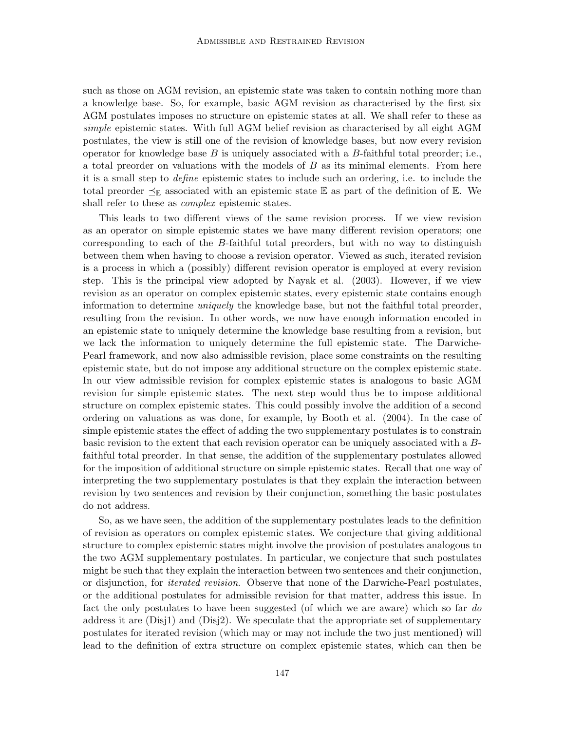such as those on AGM revision, an epistemic state was taken to contain nothing more than a knowledge base. So, for example, basic AGM revision as characterised by the first six AGM postulates imposes no structure on epistemic states at all. We shall refer to these as *simple* epistemic states. With full AGM belief revision as characterised by all eight AGM postulates, the view is still one of the revision of knowledge bases, but now every revision operator for knowledge base $B$ is uniquely associated with a $B$-faithful total preorder; i.e., a total preorder on valuations with the models of $B$ as its minimal elements. From here it is a small step to *define* epistemic states to include such an ordering, i.e. to include the total preorder $\preceq_{\mathbb{E}}$ associated with an epistemic state $\mathbb{E}$ as part of the definition of $\mathbb{E}$. We shall refer to these as *complex* epistemic states.

This leads to two different views of the same revision process. If we view revision as an operator on simple epistemic states we have many different revision operators; one corresponding to each of the $B$-faithful total preorders, but with no way to distinguish between them when having to choose a revision operator. Viewed as such, iterated revision is a process in which a (possibly) different revision operator is employed at every revision step. This is the principal view adopted by Nayak et al. (2003). However, if we view revision as an operator on complex epistemic states, every epistemic state contains enough information to determine *uniquely* the knowledge base, but not the faithful total preorder, resulting from the revision. In other words, we now have enough information encoded in an epistemic state to uniquely determine the knowledge base resulting from a revision, but we lack the information to uniquely determine the full epistemic state. The Darwiche-Pearl framework, and now also admissible revision, place some constraints on the resulting epistemic state, but do not impose any additional structure on the complex epistemic state. In our view admissible revision for complex epistemic states is analogous to basic AGM revision for simple epistemic states. The next step would thus be to impose additional structure on complex epistemic states. This could possibly involve the addition of a second ordering on valuations as was done, for example, by Booth et al. (2004). In the case of simple epistemic states the effect of adding the two supplementary postulates is to constrain basic revision to the extent that each revision operator can be uniquely associated with a $B$-faithful total preorder. In that sense, the addition of the supplementary postulates allowed for the imposition of additional structure on simple epistemic states. Recall that one way of interpreting the two supplementary postulates is that they explain the interaction between revision by two sentences and revision by their conjunction, something the basic postulates do not address.

So, as we have seen, the addition of the supplementary postulates leads to the definition of revision as operators on complex epistemic states. We conjecture that giving additional structure to complex epistemic states might involve the provision of postulates analogous to the two AGM supplementary postulates. In particular, we conjecture that such postulates might be such that they explain the interaction between two sentences and their conjunction, or disjunction, for *iterated revision*. Observe that none of the Darwiche-Pearl postulates, or the additional postulates for admissible revision for that matter, address this issue. In fact the only postulates to have been suggested (of which we are aware) which so far *do* address it are (Disj1) and (Disj2). We speculate that the appropriate set of supplementary postulates for iterated revision (which may or may not include the two just mentioned) will lead to the definition of extra structure on complex epistemic states, which can then be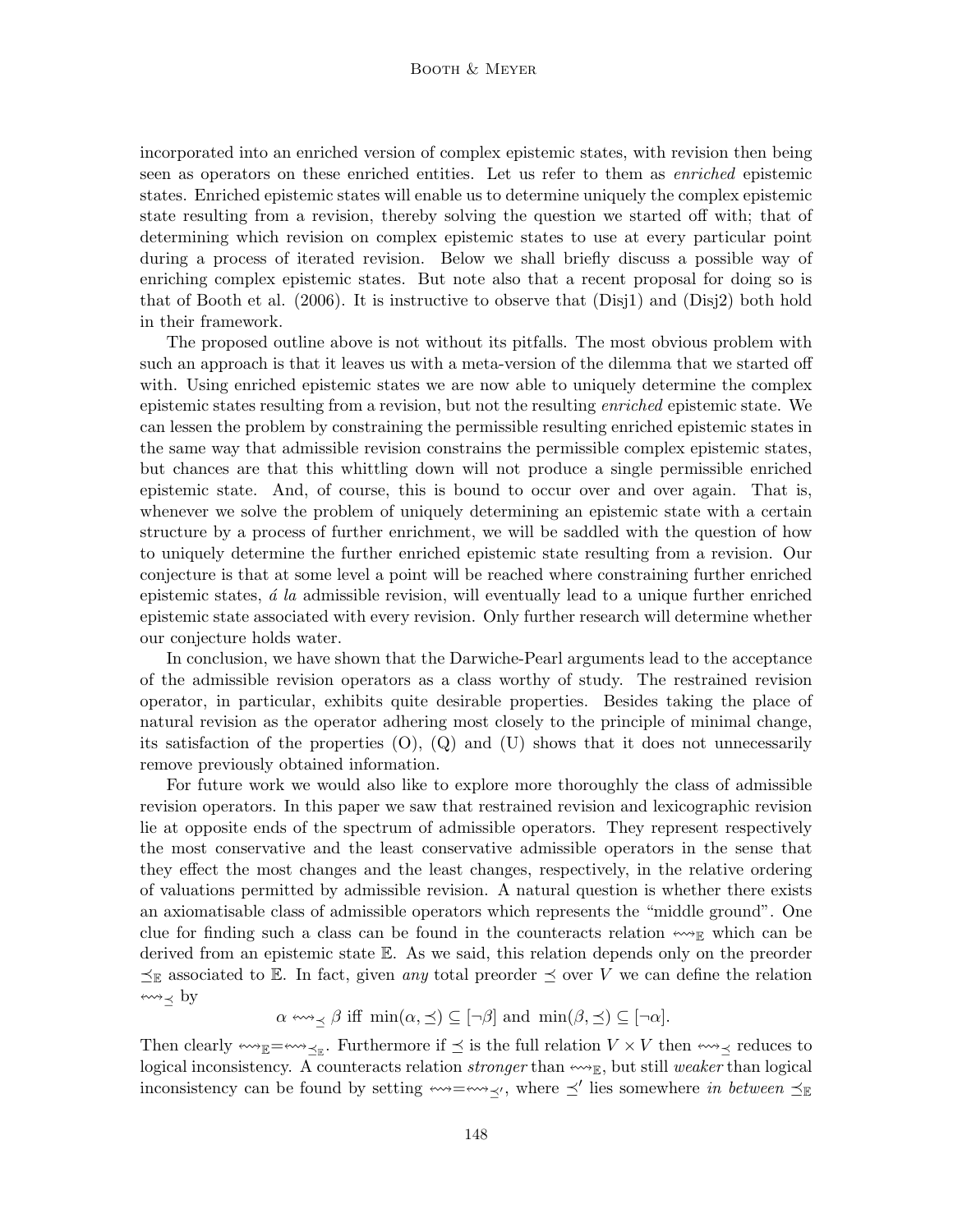incorporated into an enriched version of complex epistemic states, with revision then being seen as operators on these enriched entities. Let us refer to them as *enriched* epistemic states. Enriched epistemic states will enable us to determine uniquely the complex epistemic state resulting from a revision, thereby solving the question we started off with; that of determining which revision on complex epistemic states to use at every particular point during a process of iterated revision. Below we shall briefly discuss a possible way of enriching complex epistemic states. But note also that a recent proposal for doing so is that of Booth et al. (2006). It is instructive to observe that (Disj1) and (Disj2) both hold in their framework.

The proposed outline above is not without its pitfalls. The most obvious problem with such an approach is that it leaves us with a meta-version of the dilemma that we started off with. Using enriched epistemic states we are now able to uniquely determine the complex epistemic states resulting from a revision, but not the resulting *enriched* epistemic state. We can lessen the problem by constraining the permissible resulting enriched epistemic states in the same way that admissible revision constrains the permissible complex epistemic states, but chances are that this whittling down will not produce a single permissible enriched epistemic state. And, of course, this is bound to occur over and over again. That is, whenever we solve the problem of uniquely determining an epistemic state with a certain structure by a process of further enrichment, we will be saddled with the question of how to uniquely determine the further enriched epistemic state resulting from a revision. Our conjecture is that at some level a point will be reached where constraining further enriched epistemic states, *á la* admissible revision, will eventually lead to a unique further enriched epistemic state associated with every revision. Only further research will determine whether our conjecture holds water.

In conclusion, we have shown that the Darwiche-Pearl arguments lead to the acceptance of the admissible revision operators as a class worthy of study. The restrained revision operator, in particular, exhibits quite desirable properties. Besides taking the place of natural revision as the operator adhering most closely to the principle of minimal change, its satisfaction of the properties (O), (Q) and (U) shows that it does not unnecessarily remove previously obtained information.

For future work we would also like to explore more thoroughly the class of admissible revision operators. In this paper we saw that restrained revision and lexicographic revision lie at opposite ends of the spectrum of admissible operators. They represent respectively the most conservative and the least conservative admissible operators in the sense that they effect the most changes and the least changes, respectively, in the relative ordering of valuations permitted by admissible revision. A natural question is whether there exists an axiomatisable class of admissible operators which represents the "middle ground". One clue for finding such a class can be found in the counteracts relation $\leftrightsquigarrow_{\mathbb{E}}$ which can be derived from an epistemic state $\mathbb{E}$. As we said, this relation depends only on the preorder $\preceq_{\mathbb{E}}$ associated to $\mathbb{E}$. In fact, given *any* total preorder $\preceq$ over $V$ we can define the relation $\leftrightsquigarrow_{\preceq}$ by

$$\alpha \leftrightsquigarrow_{\preceq} \beta \text{ iff } \min(\alpha, \preceq) \subseteq [\neg\beta] \text{ and } \min(\beta, \preceq) \subseteq [\neg\alpha].$$

Then clearly $\leftrightsquigarrow_{\mathbb{E}} = \leftrightsquigarrow_{\preceq_{\mathbb{E}}}$. Furthermore if $\preceq$ is the full relation $V \times V$ then $\leftrightsquigarrow_{\preceq}$ reduces to logical inconsistency. A counteracts relation *stronger* than $\leftrightsquigarrow_{\mathbb{E}}$, but still *weaker* than logical inconsistency can be found by setting $\leftrightsquigarrow = \leftrightsquigarrow_{\preceq'}$, where $\preceq'$ lies somewhere *in between* $\preceq_{\mathbb{E}}$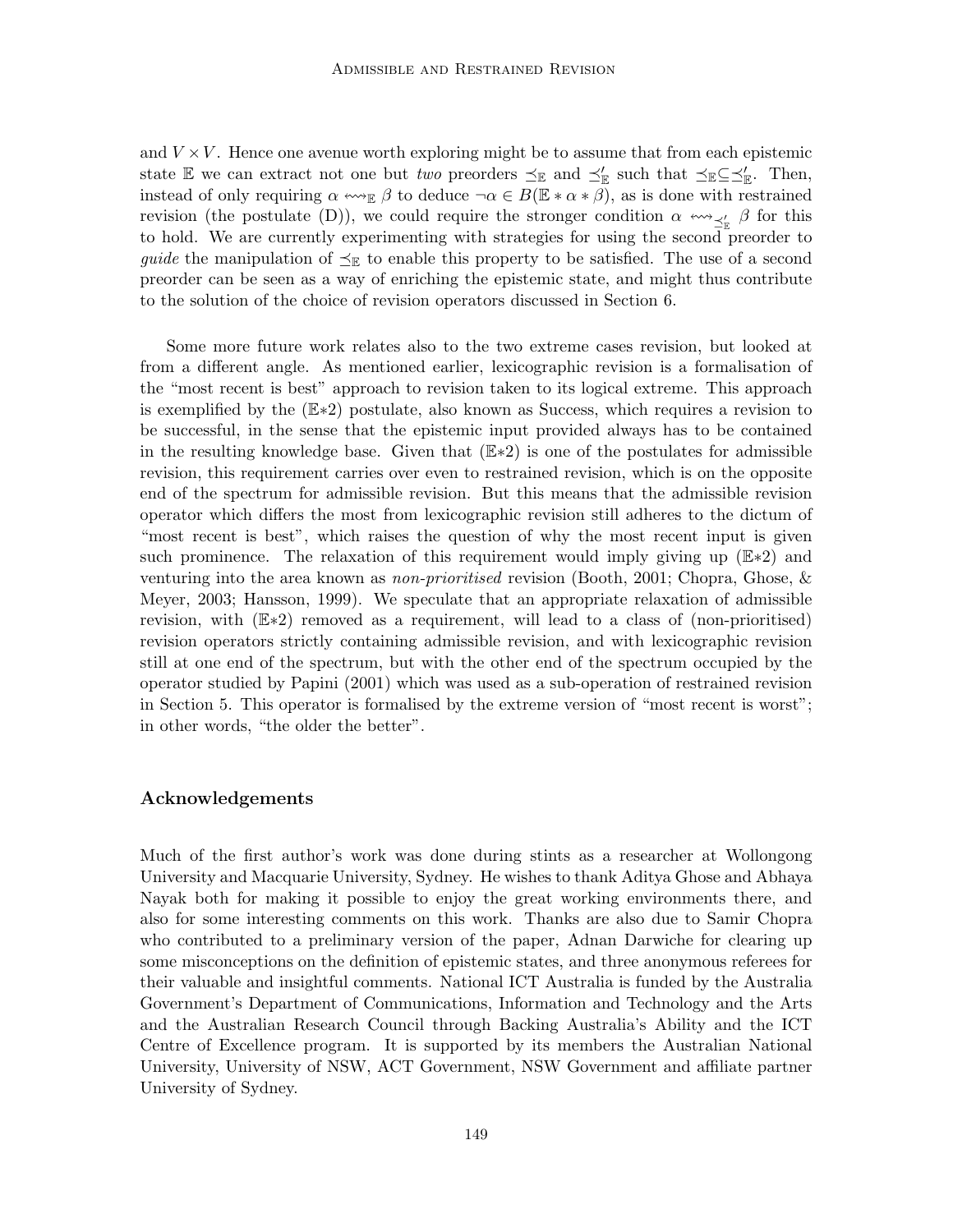and $V \times V$. Hence one avenue worth exploring might be to assume that from each epistemic state $\mathbb{E}$ we can extract not one but *two* preorders $\preceq_{\mathbb{E}}$ and $\preceq'_{\mathbb{E}}$ such that $\preceq_{\mathbb{E}} \subseteq \preceq'_{\mathbb{E}}$. Then, instead of only requiring $\alpha \leftrightsquigarrow_{\mathbb{E}} \beta$ to deduce $\neg\alpha \in B(\mathbb{E} * \alpha * \beta)$, as is done with restrained revision (the postulate (D)), we could require the stronger condition $\alpha \leftrightsquigarrow_{\preceq'_{\mathbb{E}}} \beta$ for this to hold. We are currently experimenting with strategies for using the second preorder to *guide* the manipulation of $\preceq_{\mathbb{E}}$ to enable this property to be satisfied. The use of a second preorder can be seen as a way of enriching the epistemic state, and might thus contribute to the solution of the choice of revision operators discussed in Section 6.

Some more future work relates also to the two extreme cases revision, but looked at from a different angle. As mentioned earlier, lexicographic revision is a formalisation of the "most recent is best" approach to revision taken to its logical extreme. This approach is exemplified by the ($\mathbb{E}$*2) postulate, also known as Success, which requires a revision to be successful, in the sense that the epistemic input provided always has to be contained in the resulting knowledge base. Given that ($\mathbb{E}$*2) is one of the postulates for admissible revision, this requirement carries over even to restrained revision, which is on the opposite end of the spectrum for admissible revision. But this means that the admissible revision operator which differs the most from lexicographic revision still adheres to the dictum of "most recent is best", which raises the question of why the most recent input is given such prominence. The relaxation of this requirement would imply giving up ($\mathbb{E}$*2) and venturing into the area known as *non-prioritised* revision (Booth, 2001; Chopra, Ghose, & Meyer, 2003; Hansson, 1999). We speculate that an appropriate relaxation of admissible revision, with ($\mathbb{E}$*2) removed as a requirement, will lead to a class of (non-prioritised) revision operators strictly containing admissible revision, and with lexicographic revision still at one end of the spectrum, but with the other end of the spectrum occupied by the operator studied by Papini (2001) which was used as a sub-operation of restrained revision in Section 5. This operator is formalised by the extreme version of "most recent is worst"; in other words, "the older the better".

## Acknowledgements

Much of the first author's work was done during stints as a researcher at Wollongong University and Macquarie University, Sydney. He wishes to thank Aditya Ghose and Abhaya Nayak both for making it possible to enjoy the great working environments there, and also for some interesting comments on this work. Thanks are also due to Samir Chopra who contributed to a preliminary version of the paper, Adnan Darwiche for clearing up some misconceptions on the definition of epistemic states, and three anonymous referees for their valuable and insightful comments. National ICT Australia is funded by the Australia Government's Department of Communications, Information and Technology and the Arts and the Australian Research Council through Backing Australia's Ability and the ICT Centre of Excellence program. It is supported by its members the Australian National University, University of NSW, ACT Government, NSW Government and affiliate partner University of Sydney.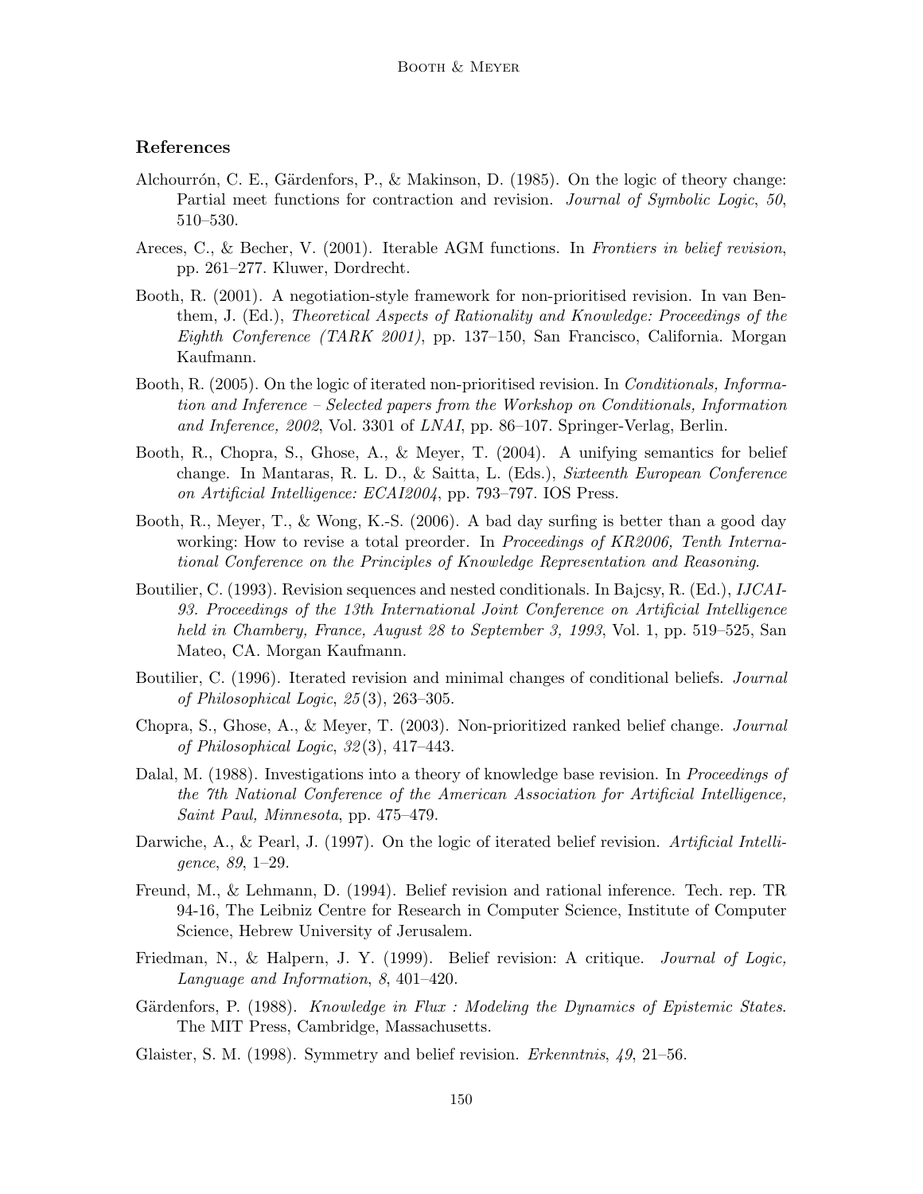## References

Alchourrón, C. E., Gärdenfors, P., & Makinson, D. (1985). On the logic of theory change: Partial meet functions for contraction and revision. *Journal of Symbolic Logic*, *50*, 510–530.

Areces, C., & Becher, V. (2001). Iterable AGM functions. In *Frontiers in belief revision*, pp. 261–277. Kluwer, Dordrecht.

Booth, R. (2001). A negotiation-style framework for non-prioritised revision. In van Benthem, J. (Ed.), *Theoretical Aspects of Rationality and Knowledge: Proceedings of the Eighth Conference (TARK 2001)*, pp. 137–150, San Francisco, California. Morgan Kaufmann.

Booth, R. (2005). On the logic of iterated non-prioritised revision. In *Conditionals, Information and Inference – Selected papers from the Workshop on Conditionals, Information and Inference, 2002*, Vol. 3301 of *LNAI*, pp. 86–107. Springer-Verlag, Berlin.

Booth, R., Chopra, S., Ghose, A., & Meyer, T. (2004). A unifying semantics for belief change. In Mantaras, R. L. D., & Saitta, L. (Eds.), *Sixteenth European Conference on Artificial Intelligence: ECAI2004*, pp. 793–797. IOS Press.

Booth, R., Meyer, T., & Wong, K.-S. (2006). A bad day surfing is better than a good day working: How to revise a total preorder. In *Proceedings of KR2006, Tenth International Conference on the Principles of Knowledge Representation and Reasoning*.

Boutilier, C. (1993). Revision sequences and nested conditionals. In Bajcsy, R. (Ed.), *IJCAI-93. Proceedings of the 13th International Joint Conference on Artificial Intelligence held in Chambery, France, August 28 to September 3, 1993*, Vol. 1, pp. 519–525, San Mateo, CA. Morgan Kaufmann.

Boutilier, C. (1996). Iterated revision and minimal changes of conditional beliefs. *Journal of Philosophical Logic*, *25*(3), 263–305.

Chopra, S., Ghose, A., & Meyer, T. (2003). Non-prioritized ranked belief change. *Journal of Philosophical Logic*, *32*(3), 417–443.

Dalal, M. (1988). Investigations into a theory of knowledge base revision. In *Proceedings of the 7th National Conference of the American Association for Artificial Intelligence, Saint Paul, Minnesota*, pp. 475–479.

Darwiche, A., & Pearl, J. (1997). On the logic of iterated belief revision. *Artificial Intelligence*, *89*, 1–29.

Freund, M., & Lehmann, D. (1994). Belief revision and rational inference. Tech. rep. TR 94-16, The Leibniz Centre for Research in Computer Science, Institute of Computer Science, Hebrew University of Jerusalem.

Friedman, N., & Halpern, J. Y. (1999). Belief revision: A critique. *Journal of Logic, Language and Information*, *8*, 401–420.

Gärdenfors, P. (1988). *Knowledge in Flux : Modeling the Dynamics of Epistemic States*. The MIT Press, Cambridge, Massachusetts.

Glaister, S. M. (1998). Symmetry and belief revision. *Erkenntnis*, *49*, 21–56.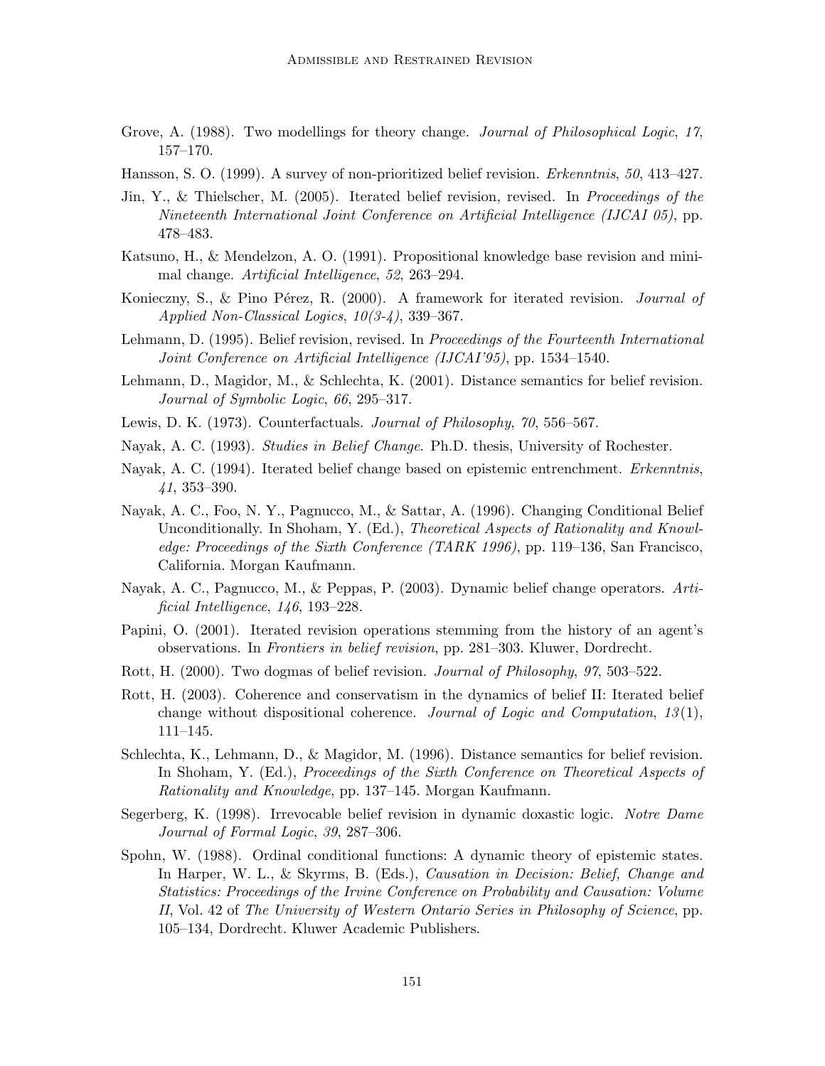Grove, A. (1988). Two modellings for theory change. *Journal of Philosophical Logic*, *17*, 157–170.

Hansson, S. O. (1999). A survey of non-prioritized belief revision. *Erkenntnis*, *50*, 413–427.

Jin, Y., & Thielscher, M. (2005). Iterated belief revision, revised. In *Proceedings of the Nineteenth International Joint Conference on Artificial Intelligence (IJCAI 05)*, pp. 478–483.

Katsuno, H., & Mendelzon, A. O. (1991). Propositional knowledge base revision and minimal change. *Artificial Intelligence*, *52*, 263–294.

Konieczny, S., & Pino Pérez, R. (2000). A framework for iterated revision. *Journal of Applied Non-Classical Logics*, *10(3-4)*, 339–367.

Lehmann, D. (1995). Belief revision, revised. In *Proceedings of the Fourteenth International Joint Conference on Artificial Intelligence (IJCAI'95)*, pp. 1534–1540.

Lehmann, D., Magidor, M., & Schlechta, K. (2001). Distance semantics for belief revision. *Journal of Symbolic Logic*, *66*, 295–317.

Lewis, D. K. (1973). Counterfactuals. *Journal of Philosophy*, *70*, 556–567.

Nayak, A. C. (1993). *Studies in Belief Change*. Ph.D. thesis, University of Rochester.

Nayak, A. C. (1994). Iterated belief change based on epistemic entrenchment. *Erkenntnis*, *41*, 353–390.

Nayak, A. C., Foo, N. Y., Pagnucco, M., & Sattar, A. (1996). Changing Conditional Belief Unconditionally. In Shoham, Y. (Ed.), *Theoretical Aspects of Rationality and Knowledge: Proceedings of the Sixth Conference (TARK 1996)*, pp. 119–136, San Francisco, California. Morgan Kaufmann.

Nayak, A. C., Pagnucco, M., & Peppas, P. (2003). Dynamic belief change operators. *Artificial Intelligence*, *146*, 193–228.

Papini, O. (2001). Iterated revision operations stemming from the history of an agent's observations. In *Frontiers in belief revision*, pp. 281–303. Kluwer, Dordrecht.

Rott, H. (2000). Two dogmas of belief revision. *Journal of Philosophy*, *97*, 503–522.

Rott, H. (2003). Coherence and conservatism in the dynamics of belief II: Iterated belief change without dispositional coherence. *Journal of Logic and Computation*, *13*(1), 111–145.

Schlechta, K., Lehmann, D., & Magidor, M. (1996). Distance semantics for belief revision. In Shoham, Y. (Ed.), *Proceedings of the Sixth Conference on Theoretical Aspects of Rationality and Knowledge*, pp. 137–145. Morgan Kaufmann.

Segerberg, K. (1998). Irrevocable belief revision in dynamic doxastic logic. *Notre Dame Journal of Formal Logic*, *39*, 287–306.

Spohn, W. (1988). Ordinal conditional functions: A dynamic theory of epistemic states. In Harper, W. L., & Skyrms, B. (Eds.), *Causation in Decision: Belief, Change and Statistics: Proceedings of the Irvine Conference on Probability and Causation: Volume II*, Vol. 42 of *The University of Western Ontario Series in Philosophy of Science*, pp. 105–134, Dordrecht. Kluwer Academic Publishers.